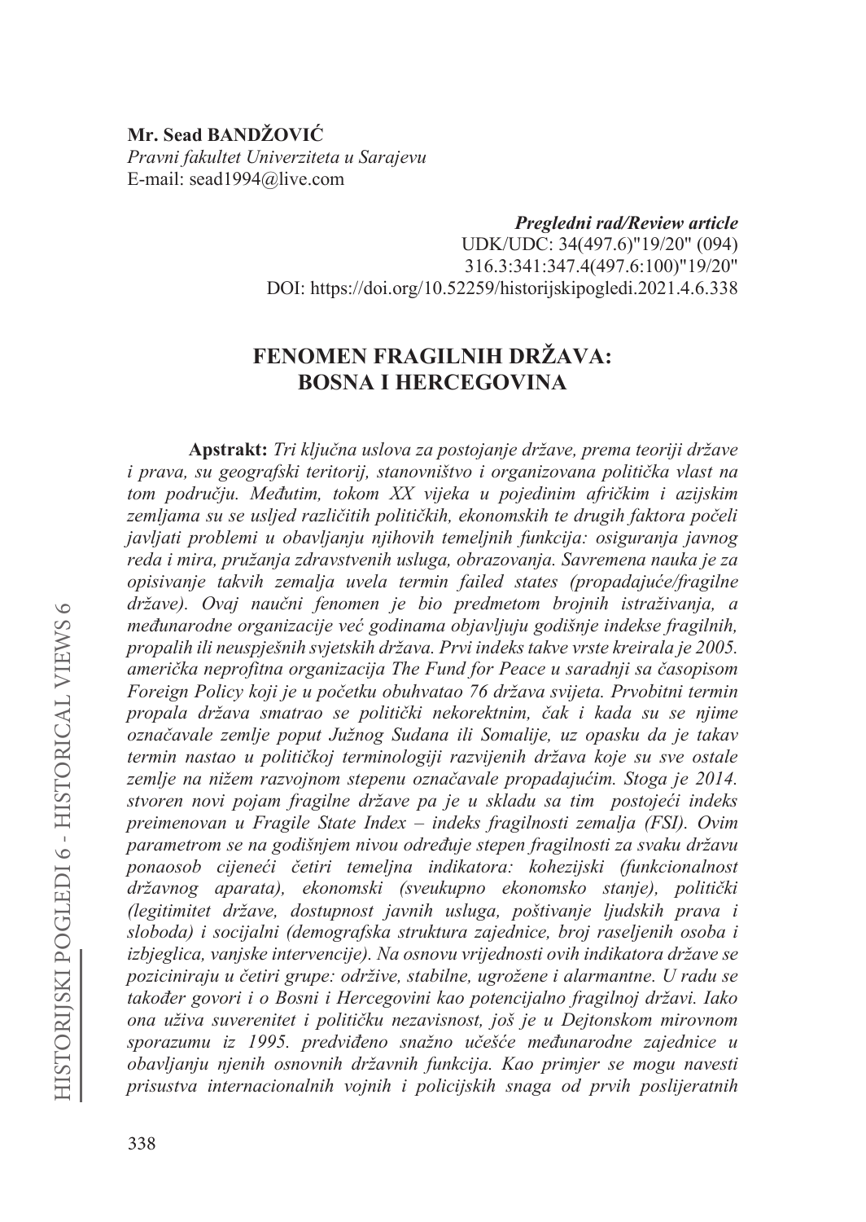**Mr. Sead BANDŽOVIĆ**
*Pravni fakultet Univerziteta u Sarajevu*
E-mail: sead1994@live.com

***Pregledni rad/Review article***
UDK/UDC: 34(497.6)"19/20" (094)
316.3:341:347.4(497.6:100)"19/20"
DOI: https://doi.org/10.52259/historijskipogledi.2021.4.6.338

# FENOMEN FRAGILNIH DRŽAVA: BOSNA I HERCEGOVINA

**Apstrakt:** *Tri ključna uslova za postojanje države, prema teoriji države i prava, su geografski teritorij, stanovništvo i organizovana politička vlast na tom području. Međutim, tokom XX vijeka u pojedinim afričkim i azijskim zemljama su se usljed različitih političkih, ekonomskih te drugih faktora počeli javljati problemi u obavljanju njihovih temeljnih funkcija: osiguranja javnog reda i mira, pružanja zdravstvenih usluga, obrazovanja. Savremena nauka je za opisivanje takvih zemalja uvela termin failed states (propadajuće/fragilne države). Ovaj naučni fenomen je bio predmetom brojnih istraživanja, a međunarodne organizacije već godinama objavljuju godišnje indekse fragilnih, propalih ili neuspješnih svjetskih država. Prvi indeks takve vrste kreirala je 2005. američka neprofitna organizacija The Fund for Peace u saradnji sa časopisom Foreign Policy koji je u početku obuhvatao 76 država svijeta. Prvobitni termin propala država smatrao se politički nekorektnim, čak i kada su se njime označavale zemlje poput Južnog Sudana ili Somalije, uz opasku da je takav termin nastao u političkoj terminologiji razvijenih država koje su sve ostale zemlje na nižem razvojnom stepenu označavale propadajućim. Stoga je 2014. stvoren novi pojam fragilne države pa je u skladu sa tim postojeći indeks preimenovan u Fragile State Index – indeks fragilnosti zemalja (FSI). Ovim parametrom se na godišnjem nivou određuje stepen fragilnosti za svaku državu ponaosob cijeneći četiri temeljna indikatora: kohezijski (funkcionalnost državnog aparata), ekonomski (sveukupno ekonomsko stanje), politički (legitimitet države, dostupnost javnih usluga, poštivanje ljudskih prava i sloboda) i socijalni (demografska struktura zajednice, broj raseljenih osoba i izbjeglica, vanjske intervencije). Na osnovu vrijednosti ovih indikatora države se poziciniraju u četiri grupe: održive, stabilne, ugrožene i alarmantne. U radu se također govori i o Bosni i Hercegovini kao potencijalno fragilnoj državi. Iako ona uživa suverenitet i političku nezavisnost, još je u Dejtonskom mirovnom sporazumu iz 1995. predviđeno snažno učešće međunarodne zajednice u obavljanju njenih osnovnih državnih funkcija. Kao primjer se mogu navesti prisustva internacionalnih vojnih i policijskih snaga od prvih poslijeratnih*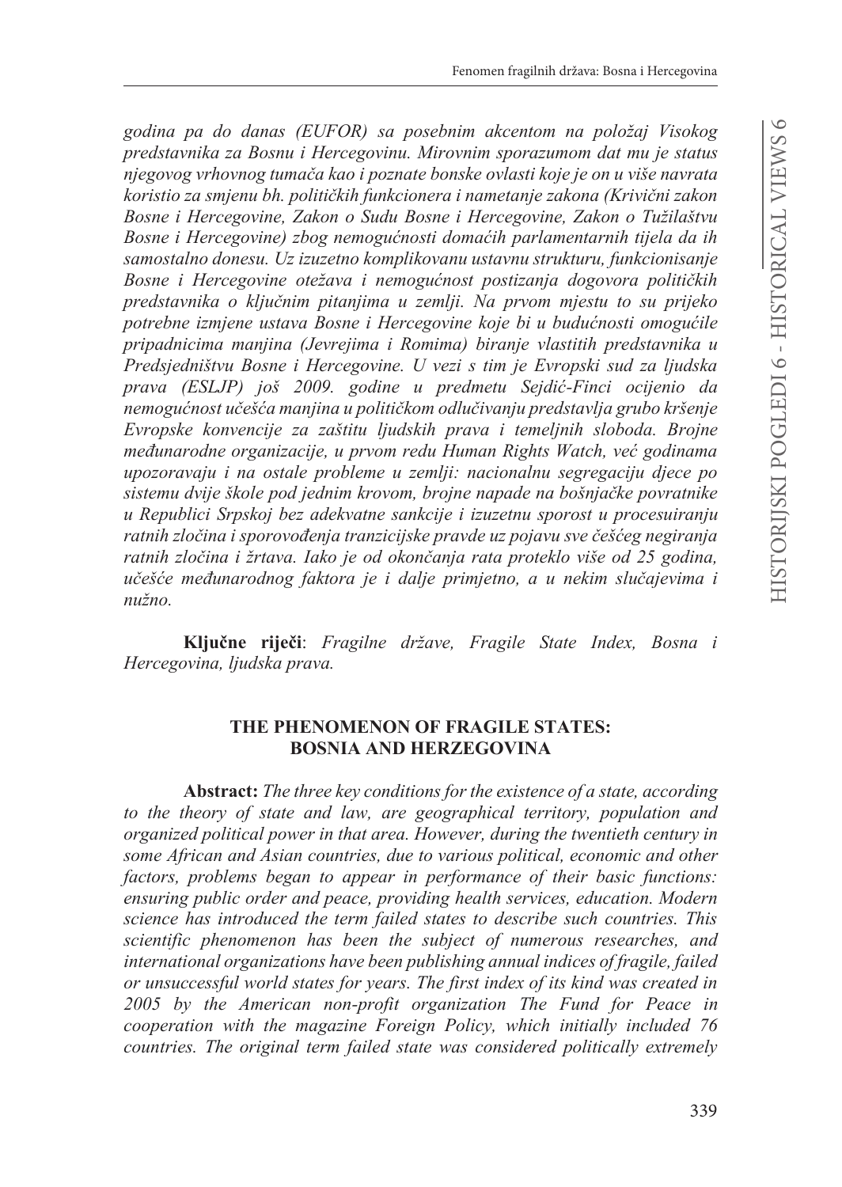*godina pa do danas (EUFOR) sa posebnim akcentom na položaj Visokog predstavnika za Bosnu i Hercegovinu. Mirovnim sporazumom dat mu je status njegovog vrhovnog tumača kao i poznate bonske ovlasti koje je on u više navrata koristio za smjenu bh. političkih funkcionera i nametanje zakona (Krivični zakon Bosne i Hercegovine, Zakon o Sudu Bosne i Hercegovine, Zakon o Tužilaštvu Bosne i Hercegovine) zbog nemogućnosti domaćih parlamentarnih tijela da ih samostalno donesu. Uz izuzetno komplikovanu ustavnu strukturu, funkcionisanje Bosne i Hercegovine otežava i nemogućnost postizanja dogovora političkih predstavnika o ključnim pitanjima u zemlji. Na prvom mjestu to su prijeko potrebne izmjene ustava Bosne i Hercegovine koje bi u budućnosti omogućile pripadnicima manjina (Jevrejima i Romima) biranje vlastitih predstavnika u Predsjedništvu Bosne i Hercegovine. U vezi s tim je Evropski sud za ljudska prava (ESLJP) još 2009. godine u predmetu Sejdić-Finci ocijenio da nemogućnost učešća manjina u političkom odlučivanju predstavlja grubo kršenje Evropske konvencije za zaštitu ljudskih prava i temeljnih sloboda. Brojne međunarodne organizacije, u prvom redu Human Rights Watch, već godinama upozoravaju i na ostale probleme u zemlji: nacionalnu segregaciju djece po sistemu dvije škole pod jednim krovom, brojne napade na bošnjačke povratnike u Republici Srpskoj bez adekvatne sankcije i izuzetnu sporost u procesuiranju ratnih zločina i sporovođenja tranzicijske pravde uz pojavu sve češćeg negiranja ratnih zločina i žrtava. Iako je od okončanja rata proteklo više od 25 godina, učešće međunarodnog faktora je i dalje primjetno, a u nekim slučajevima i nužno.*

**Ključne riječi**: *Fragilne države, Fragile State Index, Bosna i Hercegovina, ljudska prava.*

## THE PHENOMENON OF FRAGILE STATES: BOSNIA AND HERZEGOVINA

**Abstract:** *The three key conditions for the existence of a state, according to the theory of state and law, are geographical territory, population and organized political power in that area. However, during the twentieth century in some African and Asian countries, due to various political, economic and other factors, problems began to appear in performance of their basic functions: ensuring public order and peace, providing health services, education. Modern science has introduced the term failed states to describe such countries. This scientific phenomenon has been the subject of numerous researches, and international organizations have been publishing annual indices of fragile, failed or unsuccessful world states for years. The first index of its kind was created in 2005 by the American non-profit organization The Fund for Peace in cooperation with the magazine Foreign Policy, which initially included 76 countries. The original term failed state was considered politically extremely*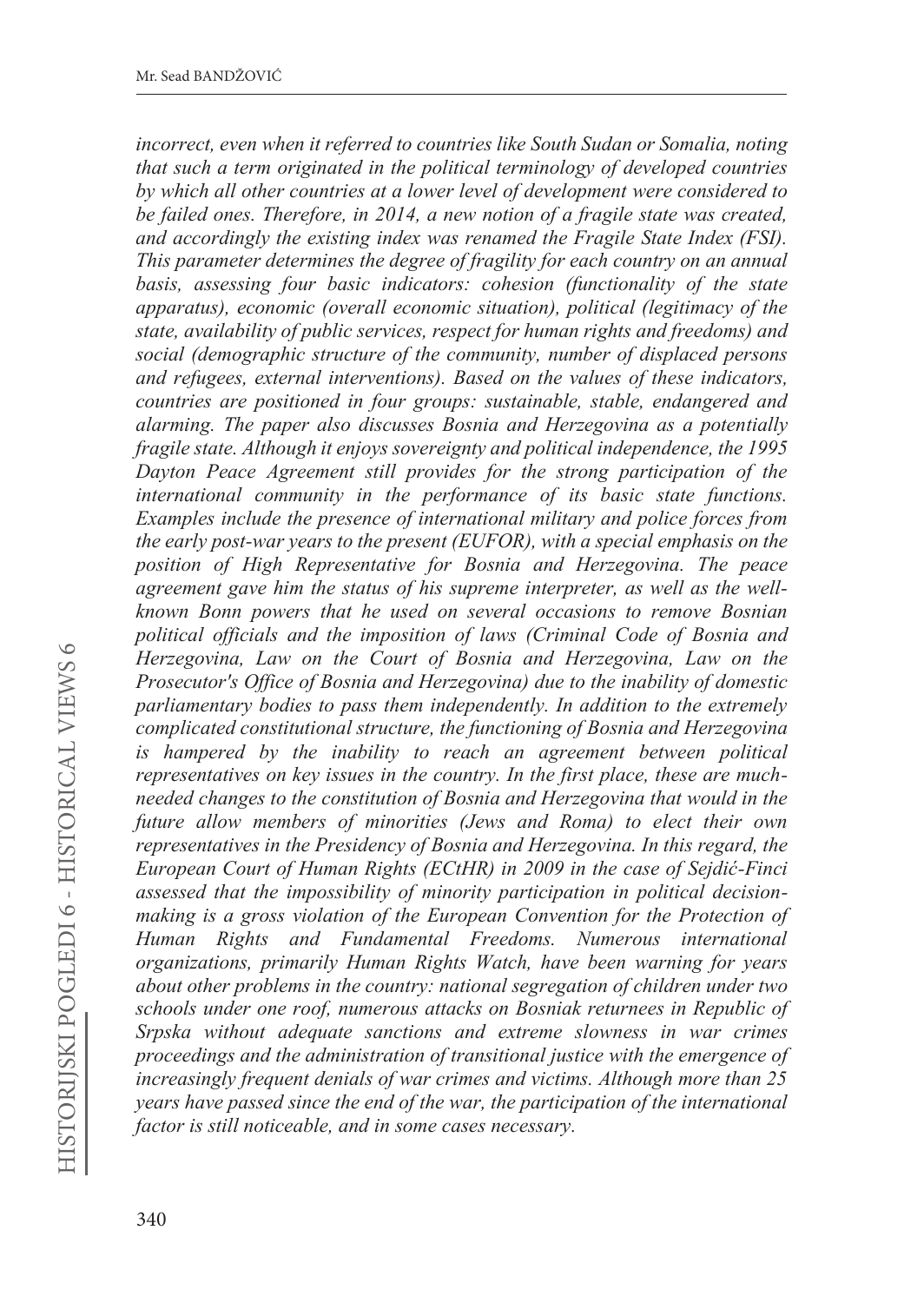*incorrect, even when it referred to countries like South Sudan or Somalia, noting that such a term originated in the political terminology of developed countries by which all other countries at a lower level of development were considered to be failed ones. Therefore, in 2014, a new notion of a fragile state was created, and accordingly the existing index was renamed the Fragile State Index (FSI). This parameter determines the degree of fragility for each country on an annual basis, assessing four basic indicators: cohesion (functionality of the state apparatus), economic (overall economic situation), political (legitimacy of the state, availability of public services, respect for human rights and freedoms) and social (demographic structure of the community, number of displaced persons and refugees, external interventions). Based on the values of these indicators, countries are positioned in four groups: sustainable, stable, endangered and alarming. The paper also discusses Bosnia and Herzegovina as a potentially fragile state. Although it enjoys sovereignty and political independence, the 1995 Dayton Peace Agreement still provides for the strong participation of the international community in the performance of its basic state functions. Examples include the presence of international military and police forces from the early post-war years to the present (EUFOR), with a special emphasis on the position of High Representative for Bosnia and Herzegovina. The peace agreement gave him the status of his supreme interpreter, as well as the well-known Bonn powers that he used on several occasions to remove Bosnian political officials and the imposition of laws (Criminal Code of Bosnia and Herzegovina, Law on the Court of Bosnia and Herzegovina, Law on the Prosecutor's Office of Bosnia and Herzegovina) due to the inability of domestic parliamentary bodies to pass them independently. In addition to the extremely complicated constitutional structure, the functioning of Bosnia and Herzegovina is hampered by the inability to reach an agreement between political representatives on key issues in the country. In the first place, these are much-needed changes to the constitution of Bosnia and Herzegovina that would in the future allow members of minorities (Jews and Roma) to elect their own representatives in the Presidency of Bosnia and Herzegovina. In this regard, the European Court of Human Rights (ECtHR) in 2009 in the case of Sejdić-Finci assessed that the impossibility of minority participation in political decision-making is a gross violation of the European Convention for the Protection of Human Rights and Fundamental Freedoms. Numerous international organizations, primarily Human Rights Watch, have been warning for years about other problems in the country: national segregation of children under two schools under one roof, numerous attacks on Bosniak returnees in Republic of Srpska without adequate sanctions and extreme slowness in war crimes proceedings and the administration of transitional justice with the emergence of increasingly frequent denials of war crimes and victims. Although more than 25 years have passed since the end of the war, the participation of the international factor is still noticeable, and in some cases necessary.*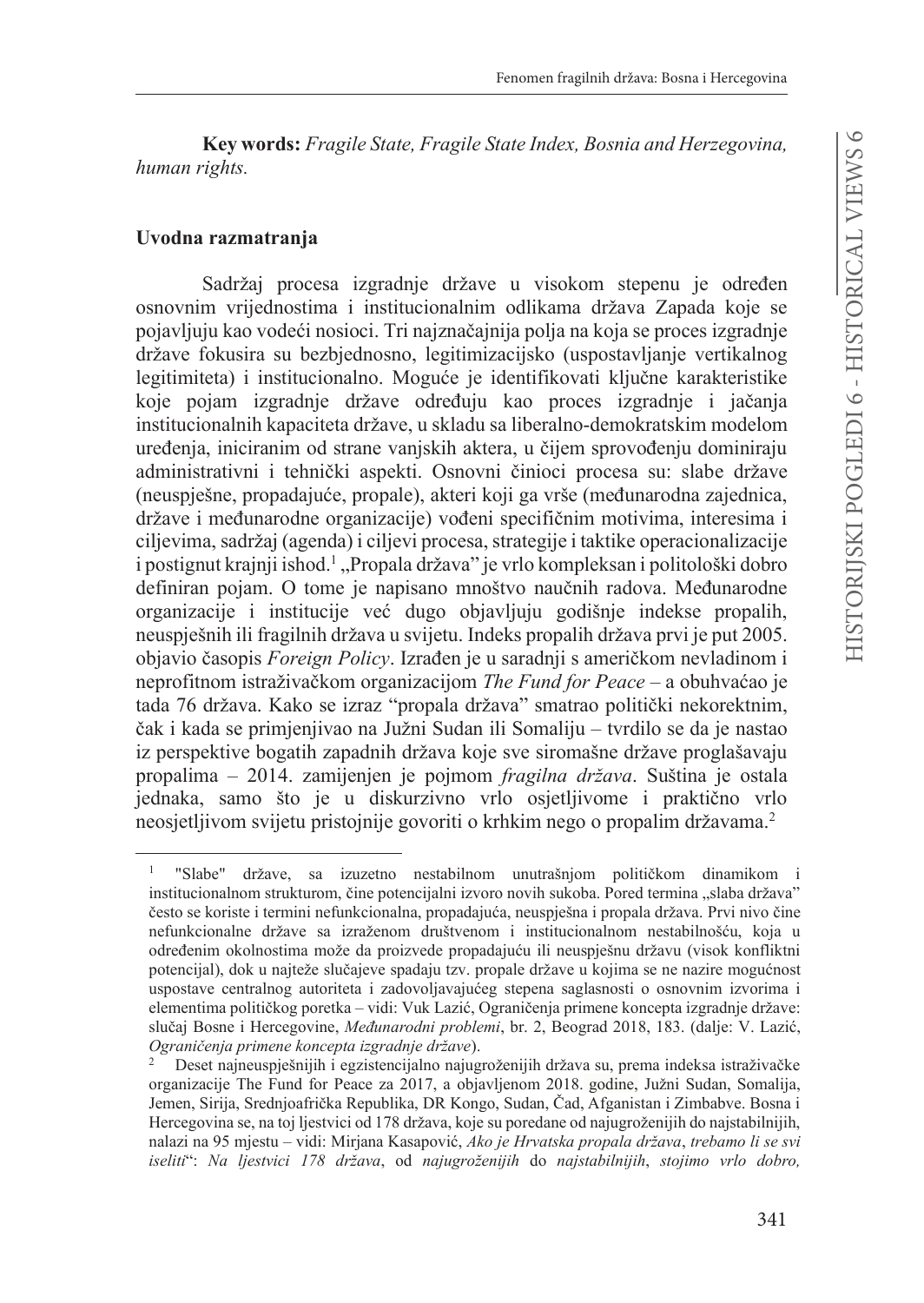**Key words:** *Fragile State, Fragile State Index, Bosnia and Herzegovina, human rights.*

## Uvodna razmatranja

Sadržaj procesa izgradnje države u visokom stepenu je određen osnovnim vrijednostima i institucionalnim odlikama država Zapada koje se pojavljuju kao vodeći nosioci. Tri najznačajnija polja na koja se proces izgradnje države fokusira su bezbjednosno, legitimizacijsko (uspostavljanje vertikalnog legitimiteta) i institucionalno. Moguće je identifikovati ključne karakteristike koje pojam izgradnje države određuju kao proces izgradnje i jačanja institucionalnih kapaciteta države, u skladu sa liberalno-demokratskim modelom uređenja, iniciranim od strane vanjskih aktera, u čijem sprovođenju dominiraju administrativni i tehnički aspekti. Osnovni činioci procesa su: slabe države (neuspješne, propadajuće, propale), akteri koji ga vrše (međunarodna zajednica, države i međunarodne organizacije) vođeni specifičnim motivima, interesima i ciljevima, sadržaj (agenda) i ciljevi procesa, strategije i taktike operacionalizacije i postignut krajnji ishod.[1] „Propala država" je vrlo kompleksan i politološki dobro definiran pojam. O tome je napisano mnoštvo naučnih radova. Međunarodne organizacije i institucije već dugo objavljuju godišnje indekse propalih, neuspješnih ili fragilnih država u svijetu. Indeks propalih država prvi je put 2005. objavio časopis *Foreign Policy*. Izrađen je u saradnji s američkom nevladinom i neprofitnom istraživačkom organizacijom *The Fund for Peace* – a obuhvaćao je tada 76 država. Kako se izraz "propala država" smatrao politički nekorektnim, čak i kada se primjenjivao na Južni Sudan ili Somaliju – tvrdilo se da je nastao iz perspektive bogatih zapadnih država koje sve siromašne države proglašavaju propalima – 2014. zamijenjen je pojmom *fragilna država*. Suština je ostala jednaka, samo što je u diskurzivno vrlo osjetljivome i praktično vrlo neosjetljivom svijetu pristojnije govoriti o krhkim nego o propalim državama.[2]

---

[1] "Slabe" države, sa izuzetno nestabilnom unutrašnjom političkom dinamikom i institucionalnom strukturom, čine potencijalni izvoro novih sukoba. Pored termina „slaba država" često se koriste i termini nefunkcionalna, propadajuća, neuspješna i propala država. Prvi nivo čine nefunkcionalne države sa izraženom društvenom i institucionalnom nestabilnošću, koja u određenim okolnostima može da proizvede propadajuću ili neuspješnu državu (visok konfliktni potencijal), dok u najteže slučajeve spadaju tzv. propale države u kojima se ne nazire mogućnost uspostave centralnog autoriteta i zadovoljavajućeg stepena saglasnosti o osnovnim izvorima i elementima političkog poretka – vidi: Vuk Lazić, Ograničenja primene koncepta izgradnje države: slučaj Bosne i Hercegovine, *Međunarodni problemi*, br. 2, Beograd 2018, 183. (dalje: V. Lazić, *Ograničenja primene koncepta izgradnje države*).

[2] Deset najneuspješnijih i egzistencijalno najugroženijih država su, prema indeksa istraživačke organizacije The Fund for Peace za 2017, a objavljenom 2018. godine, Južni Sudan, Somalija, Jemen, Sirija, Srednjoafrička Republika, DR Kongo, Sudan, Čad, Afganistan i Zimbabve. Bosna i Hercegovina se, na toj ljestvici od 178 država, koje su poredane od najugroženijih do najstabilnijih, nalazi na 95 mjestu – vidi: Mirjana Kasapović, *Ako je Hrvatska propala država*, *trebamo li se svi iseliti*": *Na ljestvici 178 država*, od *najugroženijih* do *najstabilnijih*, *stojimo vrlo dobro,*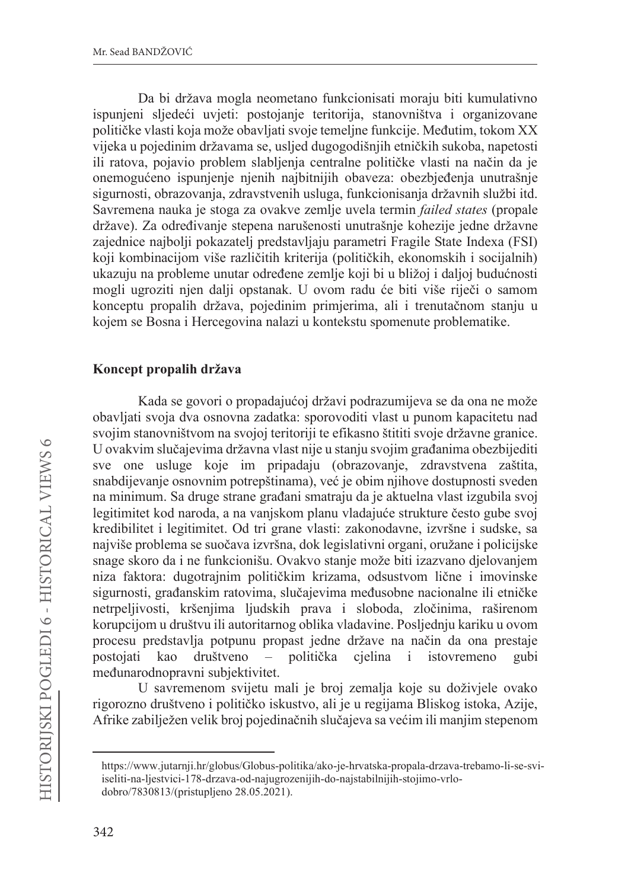Da bi država mogla neometano funkcionisati moraju biti kumulativno ispunjeni sljedeći uvjeti: postojanje teritorija, stanovništva i organizovane političke vlasti koja može obavljati svoje temeljne funkcije. Međutim, tokom XX vijeka u pojedinim državama se, usljed dugogodišnjih etničkih sukoba, napetosti ili ratova, pojavio problem slabljenja centralne političke vlasti na način da je onemogućeno ispunjenje njenih najbitnijih obaveza: obezbjeđenja unutrašnje sigurnosti, obrazovanja, zdravstvenih usluga, funkcionisanja državnih službi itd. Savremena nauka je stoga za ovakve zemlje uvela termin *failed states* (propale države). Za određivanje stepena narušenosti unutrašnje kohezije jedne državne zajednice najbolji pokazatelj predstavljaju parametri Fragile State Indexa (FSI) koji kombinacijom više različitih kriterija (političkih, ekonomskih i socijalnih) ukazuju na probleme unutar određene zemlje koji bi u bližoj i daljoj budućnosti mogli ugroziti njen dalji opstanak. U ovom radu će biti više riječi o samom konceptu propalih država, pojedinim primjerima, ali i trenutačnom stanju u kojem se Bosna i Hercegovina nalazi u kontekstu spomenute problematike.

## Koncept propalih država

Kada se govori o propadajućoj državi podrazumijeva se da ona ne može obavljati svoja dva osnovna zadatka: sporovoditi vlast u punom kapacitetu nad svojim stanovništvom na svojoj teritoriji te efikasno štititi svoje državne granice. U ovakvim slučajevima državna vlast nije u stanju svojim građanima obezbijediti sve one usluge koje im pripadaju (obrazovanje, zdravstvena zaštita, snabdijevanje osnovnim potrepštinama), već je obim njihove dostupnosti sveden na minimum. Sa druge strane građani smatraju da je aktuelna vlast izgubila svoj legitimitet kod naroda, a na vanjskom planu vladajuće strukture često gube svoj kredibilitet i legitimitet. Od tri grane vlasti: zakonodavne, izvršne i sudske, sa najviše problema se suočava izvršna, dok legislativni organi, oružane i policijske snage skoro da i ne funkcionišu. Ovakvo stanje može biti izazvano djelovanjem niza faktora: dugotrajnim političkim krizama, odsustvom lične i imovinske sigurnosti, građanskim ratovima, slučajevima međusobne nacionalne ili etničke netrpeljivosti, kršenjima ljudskih prava i sloboda, zločinima, raširenom korupcijom u društvu ili autoritarnog oblika vladavine. Posljednju kariku u ovom procesu predstavlja potpunu propast jedne države na način da ona prestaje postojati kao društveno – politička cjelina i istovremeno gubi međunarodnopravni subjektivitet.

U savremenom svijetu mali je broj zemalja koje su doživjele ovako rigorozno društveno i političko iskustvo, ali je u regijama Bliskog istoka, Azije, Afrike zabilježen velik broj pojedinačnih slučajeva sa većim ili manjim stepenom

https://www.jutarnji.hr/globus/Globus-politika/ako-je-hrvatska-propala-drzava-trebamo-li-se-svi-iseliti-na-ljestvici-178-drzava-od-najugrozenijih-do-najstabilnijih-stojimo-vrlo-dobro/7830813/(pristupljeno 28.05.2021).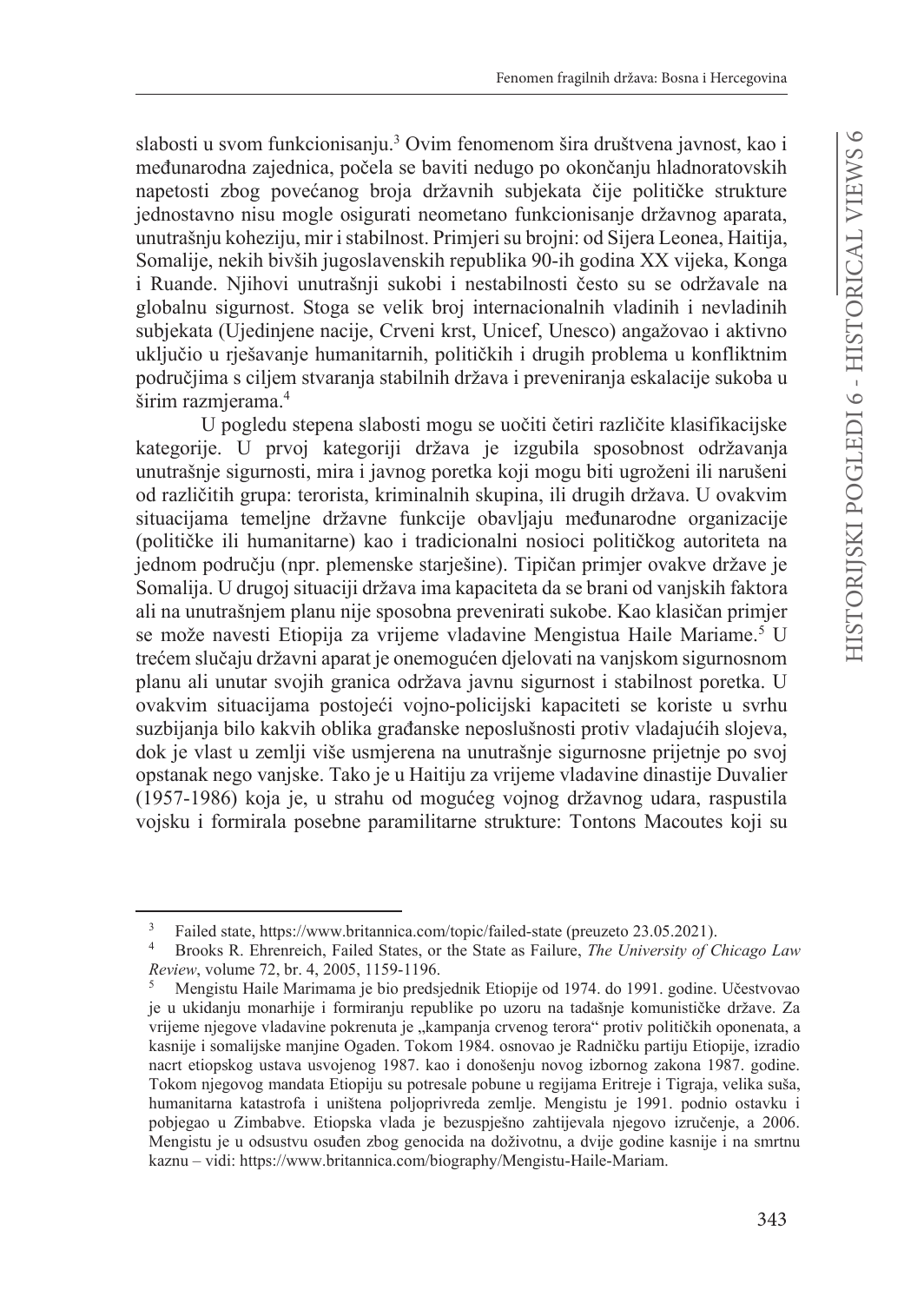slabosti u svom funkcionisanju.[3] Ovim fenomenom šira društvena javnost, kao i međunarodna zajednica, počela se baviti nedugo po okončanju hladnoratovskih napetosti zbog povećanog broja državnih subjekata čije političke strukture jednostavno nisu mogle osigurati neometano funkcionisanje državnog aparata, unutrašnju koheziju, mir i stabilnost. Primjeri su brojni: od Sijera Leonea, Haitija, Somalije, nekih bivših jugoslavenskih republika 90-ih godina XX vijeka, Konga i Ruande. Njihovi unutrašnji sukobi i nestabilnosti često su se održavale na globalnu sigurnost. Stoga se velik broj internacionalnih vladinih i nevladinih subjekata (Ujedinjene nacije, Crveni krst, Unicef, Unesco) angažovao i aktivno uključio u rješavanje humanitarnih, političkih i drugih problema u konfliktnim područjima s ciljem stvaranja stabilnih država i preveniranja eskalacije sukoba u širim razmjerama.[4]

U pogledu stepena slabosti mogu se uočiti četiri različite klasifikacijske kategorije. U prvoj kategoriji država je izgubila sposobnost održavanja unutrašnje sigurnosti, mira i javnog poretka koji mogu biti ugroženi ili narušeni od različitih grupa: terorista, kriminalnih skupina, ili drugih država. U ovakvim situacijama temeljne državne funkcije obavljaju međunarodne organizacije (političke ili humanitarne) kao i tradicionalni nosioci političkog autoriteta na jednom području (npr. plemenske starješine). Tipičan primjer ovakve države je Somalija. U drugoj situaciji država ima kapaciteta da se brani od vanjskih faktora ali na unutrašnjem planu nije sposobna prevenirati sukobe. Kao klasičan primjer se može navesti Etiopija za vrijeme vladavine Mengistua Haile Mariame.[5] U trećem slučaju državni aparat je onemogućen djelovati na vanjskom sigurnosnom planu ali unutar svojih granica održava javnu sigurnost i stabilnost poretka. U ovakvim situacijama postojeći vojno-policijski kapaciteti se koriste u svrhu suzbijanja bilo kakvih oblika građanske neposlušnosti protiv vladajućih slojeva, dok je vlast u zemlji više usmjerena na unutrašnje sigurnosne prijetnje po svoj opstanak nego vanjske. Tako je u Haitiju za vrijeme vladavine dinastije Duvalier (1957-1986) koja je, u strahu od mogućeg vojnog državnog udara, raspustila vojsku i formirala posebne paramilitarne strukture: Tontons Macoutes koji su

---

[3] Failed state, https://www.britannica.com/topic/failed-state (preuzeto 23.05.2021).

[4] Brooks R. Ehrenreich, Failed States, or the State as Failure, *The University of Chicago Law Review*, volume 72, br. 4, 2005, 1159-1196.

[5] Mengistu Haile Marimama je bio predsjednik Etiopije od 1974. do 1991. godine. Učestvovao je u ukidanju monarhije i formiranju republike po uzoru na tadašnje komunističke države. Za vrijeme njegove vladavine pokrenuta je „kampanja crvenog terora" protiv političkih oponenata, a kasnije i somalijske manjine Ogaden. Tokom 1984. osnovao je Radničku partiju Etiopije, izradio nacrt etiopskog ustava usvojenog 1987. kao i donošenju novog izbornog zakona 1987. godine. Tokom njegovog mandata Etiopiju su potresale pobune u regijama Eritreje i Tigraja, velika suša, humanitarna katastrofa i uništena poljoprivreda zemlje. Mengistu je 1991. podnio ostavku i pobjegao u Zimbabve. Etiopska vlada je bezuspješno zahtijevala njegovo izručenje, a 2006. Mengistu je u odsustvu osuđen zbog genocida na doživotnu, a dvije godine kasnije i na smrtnu kaznu – vidi: https://www.britannica.com/biography/Mengistu-Haile-Mariam.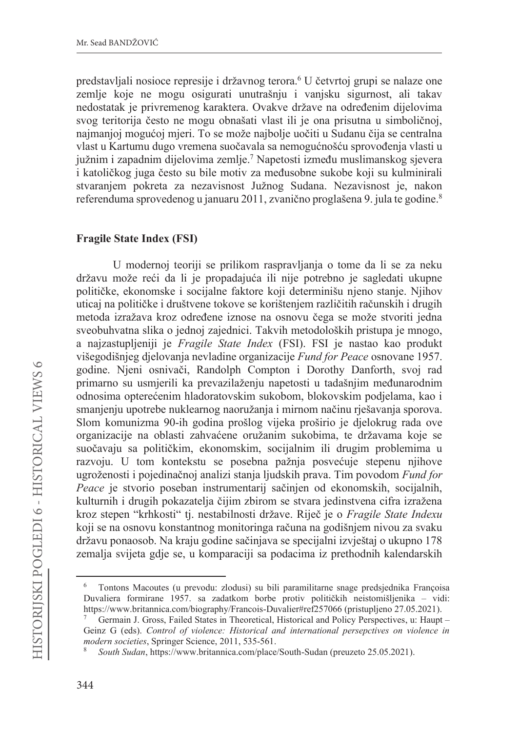predstavljali nosioce represije i državnog terora.[6] U četvrtoj grupi se nalaze one zemlje koje ne mogu osigurati unutrašnju i vanjsku sigurnost, ali takav nedostatak je privremenog karaktera. Ovakve države na određenim dijelovima svog teritorija često ne mogu obnašati vlast ili je ona prisutna u simboličnoj, najmanjoj mogućoj mjeri. To se može najbolje uočiti u Sudanu čija se centralna vlast u Kartumu dugo vremena suočavala sa nemogućnošću sprovođenja vlasti u južnim i zapadnim dijelovima zemlje.[7] Napetosti između muslimanskog sjevera i katoličkog juga često su bile motiv za međusobne sukobe koji su kulminirali stvaranjem pokreta za nezavisnost Južnog Sudana. Nezavisnost je, nakon referenduma sprovedenog u januaru 2011, zvanično proglašena 9. jula te godine.[8]

## Fragile State Index (FSI)

U modernoj teoriji se prilikom raspravljanja o tome da li se za neku državu može reći da li je propadajuća ili nije potrebno je sagledati ukupne političke, ekonomske i socijalne faktore koji determinišu njeno stanje. Njihov uticaj na političke i društvene tokove se korištenjem različitih računskih i drugih metoda izražava kroz određene iznose na osnovu čega se može stvoriti jedna sveobuhvatna slika o jednoj zajednici. Takvih metodoloških pristupa je mnogo, a najzastupljeniji je *Fragile State Index* (FSI). FSI je nastao kao produkt višegodišnjeg djelovanja nevladine organizacije *Fund for Peace* osnovane 1957. godine. Njeni osnivači, Randolph Compton i Dorothy Danforth, svoj rad primarno su usmjerili ka prevazilaženju napetosti u tadašnjim međunarodnim odnosima opterećenim hladoratovskim sukobom, blokovskim podjelama, kao i smanjenju upotrebe nuklearnog naoružanja i mirnom načinu rješavanja sporova. Slom komunizma 90-ih godina prošlog vijeka proširio je djelokrug rada ove organizacije na oblasti zahvaćene oružanim sukobima, te državama koje se suočavaju sa političkim, ekonomskim, socijalnim ili drugim problemima u razvoju. U tom kontekstu se posebna pažnja posvećuje stepenu njihove ugroženosti i pojedinačnoj analizi stanja ljudskih prava. Tim povodom *Fund for Peace* je stvorio poseban instrumentarij sačinjen od ekonomskih, socijalnih, kulturnih i drugih pokazatelja čijim zbirom se stvara jedinstvena cifra izražena kroz stepen "krhkosti" tj. nestabilnosti države. Riječ je o *Fragile State Indexu* koji se na osnovu konstantnog monitoringa računa na godišnjem nivou za svaku državu ponaosob. Na kraju godine sačinjava se specijalni izvještaj o ukupno 178 zemalja svijeta gdje se, u komparaciji sa podacima iz prethodnih kalendarskih

---

[6] Tontons Macoutes (u prevodu: zlodusi) su bili paramilitarne snage predsjednika Françoisa Duvaliera formirane 1957. sa zadatkom borbe protiv političkih neistomišljenika – vidi: https://www.britannica.com/biography/Francois-Duvalier#ref257066 (pristupljeno 27.05.2021).

[7] Germain J. Gross, Failed States in Theoretical, Historical and Policy Perspectives, u: Haupt – Geinz G (eds). *Control of violence: Historical and international persepctives on violence in modern societies*, Springer Science, 2011, 535-561.

[8] *South Sudan*, https://www.britannica.com/place/South-Sudan (preuzeto 25.05.2021).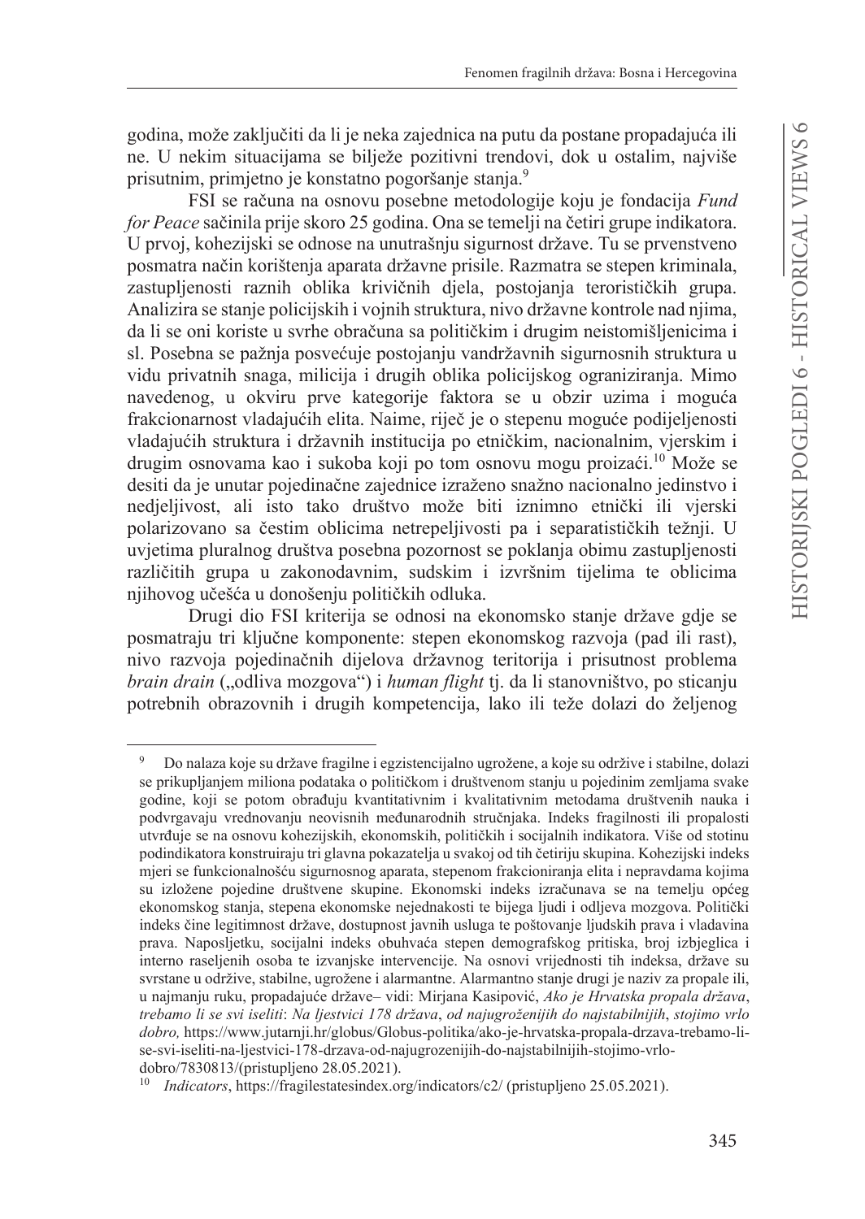godina, može zaključiti da li je neka zajednica na putu da postane propadajuća ili ne. U nekim situacijama se bilježe pozitivni trendovi, dok u ostalim, najviše prisutnim, primjetno je konstatno pogoršanje stanja.[9]

FSI se računa na osnovu posebne metodologije koju je fondacija *Fund for Peace* sačinila prije skoro 25 godina. Ona se temelji na četiri grupe indikatora. U prvoj, kohezijski se odnose na unutrašnju sigurnost države. Tu se prvenstveno posmatra način korištenja aparata državne prisile. Razmatra se stepen kriminala, zastupljenosti raznih oblika krivičnih djela, postojanja terorističkih grupa. Analizira se stanje policijskih i vojnih struktura, nivo državne kontrole nad njima, da li se oni koriste u svrhe obračuna sa političkim i drugim neistomišljenicima i sl. Posebna se pažnja posvećuje postojanju vandržavnih sigurnosnih struktura u vidu privatnih snaga, milicija i drugih oblika policijskog ograniziranja. Mimo navedenog, u okviru prve kategorije faktora se u obzir uzima i moguća frakcionarnost vladajućih elita. Naime, riječ je o stepenu moguće podijeljenosti vladajućih struktura i državnih institucija po etničkim, nacionalnim, vjerskim i drugim osnovama kao i sukoba koji po tom osnovu mogu proizaći.[10] Može se desiti da je unutar pojedinačne zajednice izraženo snažno nacionalno jedinstvo i nedjeljivost, ali isto tako društvo može biti iznimno etnički ili vjerski polarizovano sa čestim oblicima netrepeljivosti pa i separatističkih težnji. U uvjetima pluralnog društva posebna pozornost se poklanja obimu zastupljenosti različitih grupa u zakonodavnim, sudskim i izvršnim tijelima te oblicima njihovog učešća u donošenju političkih odluka.

Drugi dio FSI kriterija se odnosi na ekonomsko stanje države gdje se posmatraju tri ključne komponente: stepen ekonomskog razvoja (pad ili rast), nivo razvoja pojedinačnih dijelova državnog teritorija i prisutnost problema *brain drain* („odliva mozgova“) i *human flight* tj. da li stanovništvo, po sticanju potrebnih obrazovnih i drugih kompetencija, lako ili teže dolazi do željenog

---

[9] Do nalaza koje su države fragilne i egzistencijalno ugrožene, a koje su održive i stabilne, dolazi se prikupljanjem miliona podataka o političkom i društvenom stanju u pojedinim zemljama svake godine, koji se potom obrađuju kvantitativnim i kvalitativnim metodama društvenih nauka i podvrgavaju vrednovanju neovisnih međunarodnih stručnjaka. Indeks fragilnosti ili propalosti utvrđuje se na osnovu kohezijskih, ekonomskih, političkih i socijalnih indikatora. Više od stotinu podindikatora konstruiraju tri glavna pokazatelja u svakoj od tih četiriju skupina. Kohezijski indeks mjeri se funkcionalnošću sigurnosnog aparata, stepenom frakcioniranja elita i nepravdama kojima su izložene pojedine društvene skupine. Ekonomski indeks izračunava se na temelju općeg ekonomskog stanja, stepena ekonomske nejednakosti te bijega ljudi i odljeva mozgova. Politički indeks čine legitimnost države, dostupnost javnih usluga te poštovanje ljudskih prava i vladavina prava. Naposljetku, socijalni indeks obuhvaća stepen demografskog pritiska, broj izbjeglica i interno raseljenih osoba te izvanjske intervencije. Na osnovi vrijednosti tih indeksa, države su svrstane u održive, stabilne, ugrožene i alarmantne. Alarmantno stanje drugi je naziv za propale ili, u najmanju ruku, propadajuće države– vidi: Mirjana Kasipović, *Ako je Hrvatska propala država, trebamo li se svi iseliti*: *Na ljestvici 178 država, od najugroženijih do najstabilnijih, stojimo vrlo dobro,* https://www.jutarnji.hr/globus/Globus-politika/ako-je-hrvatska-propala-drzava-trebamo-li-se-svi-iseliti-na-ljestvici-178-drzava-od-najugrozenijih-do-najstabilnijih-stojimo-vrlo-dobro/7830813/(pristupljeno 28.05.2021).

[10] *Indicators*, https://fragilestatesindex.org/indicators/c2/ (pristupljeno 25.05.2021).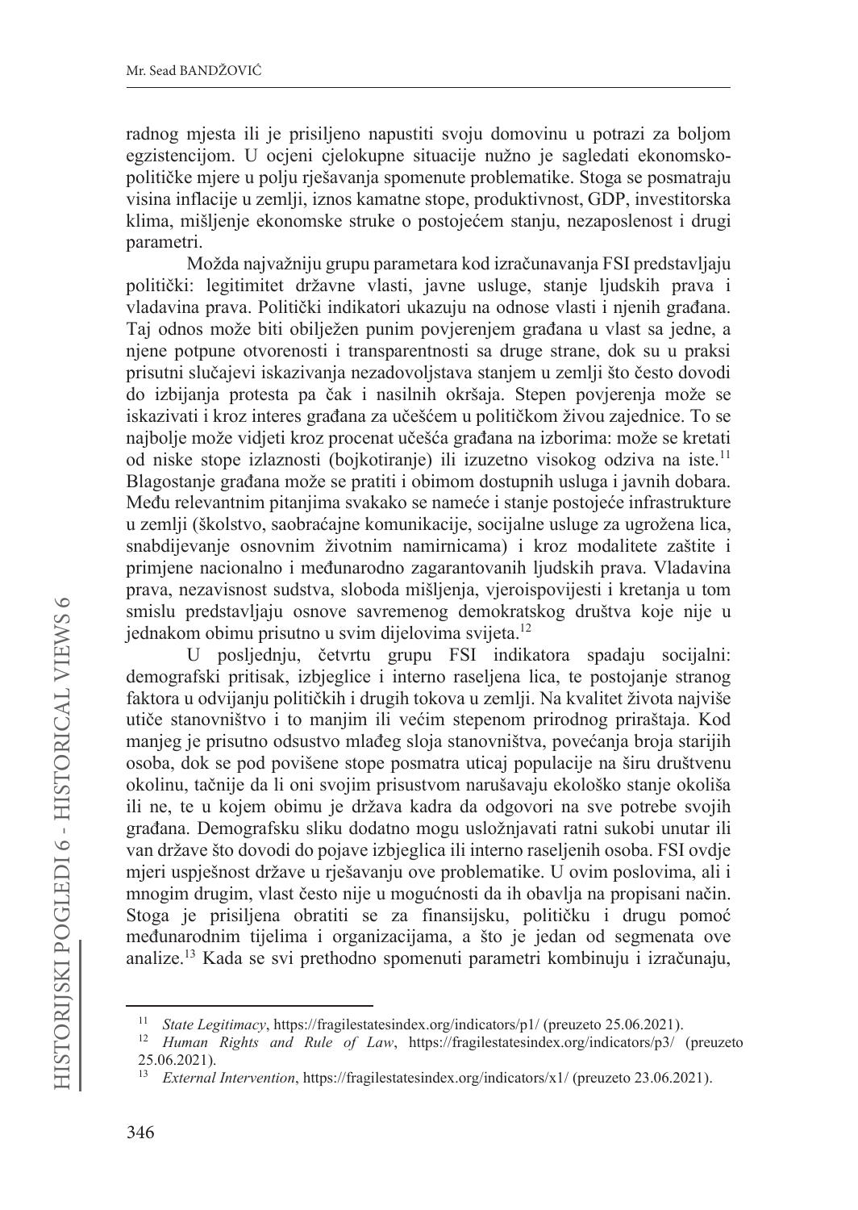radnog mjesta ili je prisiljeno napustiti svoju domovinu u potrazi za boljom egzistencijom. U ocjeni cjelokupne situacije nužno je sagledati ekonomsko-političke mjere u polju rješavanja spomenute problematike. Stoga se posmatraju visina inflacije u zemlji, iznos kamatne stope, produktivnost, GDP, investitorska klima, mišljenje ekonomske struke o postojećem stanju, nezaposlenost i drugi parametri.

Možda najvažniju grupu parametara kod izračunavanja FSI predstavljaju politički: legitimitet državne vlasti, javne usluge, stanje ljudskih prava i vladavina prava. Politički indikatori ukazuju na odnose vlasti i njenih građana. Taj odnos može biti obilježen punim povjerenjem građana u vlast sa jedne, a njene potpune otvorenosti i transparentnosti sa druge strane, dok su u praksi prisutni slučajevi iskazivanja nezadovoljstava stanjem u zemlji što često dovodi do izbijanja protesta pa čak i nasilnih okršaja. Stepen povjerenja može se iskazivati i kroz interes građana za učešćem u političkom živou zajednice. To se najbolje može vidjeti kroz procenat učešća građana na izborima: može se kretati od niske stope izlaznosti (bojkotiranje) ili izuzetno visokog odziva na iste.[11] Blagostanje građana može se pratiti i obimom dostupnih usluga i javnih dobara. Među relevantnim pitanjima svakako se nameće i stanje postojeće infrastrukture u zemlji (školstvo, saobraćajne komunikacije, socijalne usluge za ugrožena lica, snabdijevanje osnovnim životnim namirnicama) i kroz modalitete zaštite i primjene nacionalno i međunarodno zagarantovanih ljudskih prava. Vladavina prava, nezavisnost sudstva, sloboda mišljenja, vjeroispovijesti i kretanja u tom smislu predstavljaju osnove savremenog demokratskog društva koje nije u jednakom obimu prisutno u svim dijelovima svijeta.[12]

U posljednju, četvrtu grupu FSI indikatora spadaju socijalni: demografski pritisak, izbjeglice i interno raseljena lica, te postojanje stranog faktora u odvijanju političkih i drugih tokova u zemlji. Na kvalitet života najviše utiče stanovništvo i to manjim ili većim stepenom prirodnog priraštaja. Kod manjeg je prisutno odsustvo mlađeg sloja stanovništva, povećanja broja starijih osoba, dok se pod povišene stope posmatra uticaj populacije na širu društvenu okolinu, tačnije da li oni svojim prisustvom narušavaju ekološko stanje okoliša ili ne, te u kojem obimu je država kadra da odgovori na sve potrebe svojih građana. Demografsku sliku dodatno mogu usložnjavati ratni sukobi unutar ili van države što dovodi do pojave izbjeglica ili interno raseljenih osoba. FSI ovdje mjeri uspješnost države u rješavanju ove problematike. U ovim poslovima, ali i mnogim drugim, vlast često nije u mogućnosti da ih obavlja na propisani način. Stoga je prisiljena obratiti se za finansijsku, političku i drugu pomoć međunarodnim tijelima i organizacijama, a što je jedan od segmenata ove analize.[13] Kada se svi prethodno spomenuti parametri kombinuju i izračunaju,

---

[11] *State Legitimacy*, https://fragilestatesindex.org/indicators/p1/ (preuzeto 25.06.2021).

[12] *Human Rights and Rule of Law*, https://fragilestatesindex.org/indicators/p3/ (preuzeto 25.06.2021).

[13] *External Intervention*, https://fragilestatesindex.org/indicators/x1/ (preuzeto 23.06.2021).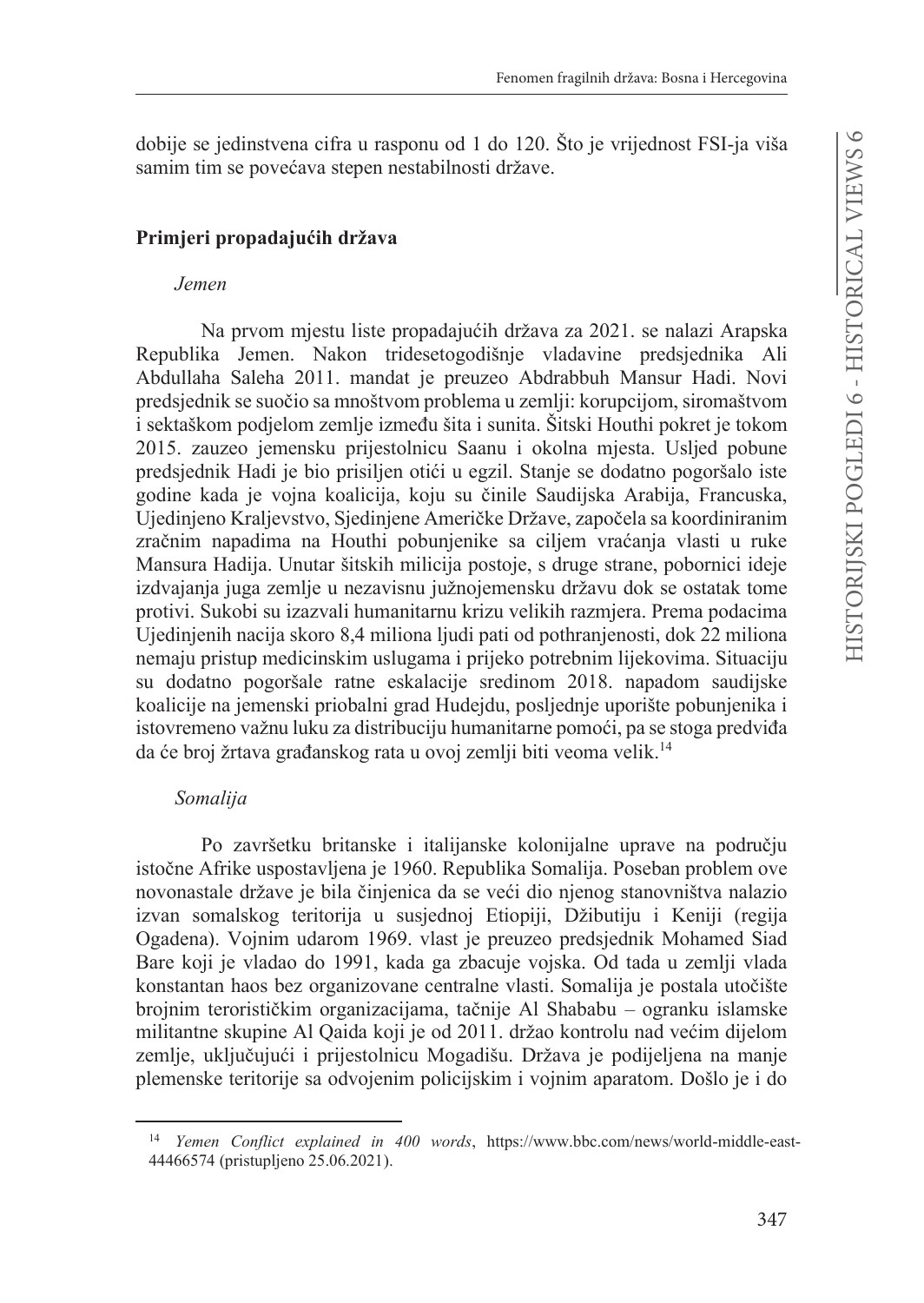dobije se jedinstvena cifra u rasponu od 1 do 120. Što je vrijednost FSI-ja viša samim tim se povećava stepen nestabilnosti države.

## Primjeri propadajućih država

### *Jemen*

Na prvom mjestu liste propadajućih država za 2021. se nalazi Arapska Republika Jemen. Nakon tridesetogodišnje vladavine predsjednika Ali Abdullaha Saleha 2011. mandat je preuzeo Abdrabbuh Mansur Hadi. Novi predsjednik se suočio sa mnoštvom problema u zemlji: korupcijom, siromaštvom i sektaškom podjelom zemlje između šita i sunita. Šitski Houthi pokret je tokom 2015. zauzeo jemensku prijestolnicu Saanu i okolna mjesta. Usljed pobune predsjednik Hadi je bio prisiljen otići u egzil. Stanje se dodatno pogoršalo iste godine kada je vojna koalicija, koju su činile Saudijska Arabija, Francuska, Ujedinjeno Kraljevstvo, Sjedinjene Američke Države, započela sa koordiniranim zračnim napadima na Houthi pobunjenike sa ciljem vraćanja vlasti u ruke Mansura Hadija. Unutar šitskih milicija postoje, s druge strane, pobornici ideje izdvajanja juga zemlje u nezavisnu južnojemensku državu dok se ostatak tome protivi. Sukobi su izazvali humanitarnu krizu velikih razmjera. Prema podacima Ujedinjenih nacija skoro 8,4 miliona ljudi pati od pothranjenosti, dok 22 miliona nemaju pristup medicinskim uslugama i prijeko potrebnim lijekovima. Situaciju su dodatno pogoršale ratne eskalacije sredinom 2018. napadom saudijske koalicije na jemenski priobalni grad Hudejdu, posljednje uporište pobunjenika i istovremeno važnu luku za distribuciju humanitarne pomoći, pa se stoga predviđa da će broj žrtava građanskog rata u ovoj zemlji biti veoma velik.[14]

### *Somalija*

Po završetku britanske i italijanske kolonijalne uprave na području istočne Afrike uspostavljena je 1960. Republika Somalija. Poseban problem ove novonastale države je bila činjenica da se veći dio njenog stanovništva nalazio izvan somalskog teritorija u susjednoj Etiopiji, Džibutiju i Keniji (regija Ogadena). Vojnim udarom 1969. vlast je preuzeo predsjednik Mohamed Siad Bare koji je vladao do 1991, kada ga zbacuje vojska. Od tada u zemlji vlada konstantan haos bez organizovane centralne vlasti. Somalija je postala utočište brojnim terorističkim organizacijama, tačnije Al Shababu – ogranku islamske militantne skupine Al Qaida koji je od 2011. držao kontrolu nad većim dijelom zemlje, uključujući i prijestolnicu Mogadišu. Država je podijeljena na manje plemenske teritorije sa odvojenim policijskim i vojnim aparatom. Došlo je i do

---

[14] *Yemen Conflict explained in 400 words*, https://www.bbc.com/news/world-middle-east-44466574 (pristupljeno 25.06.2021).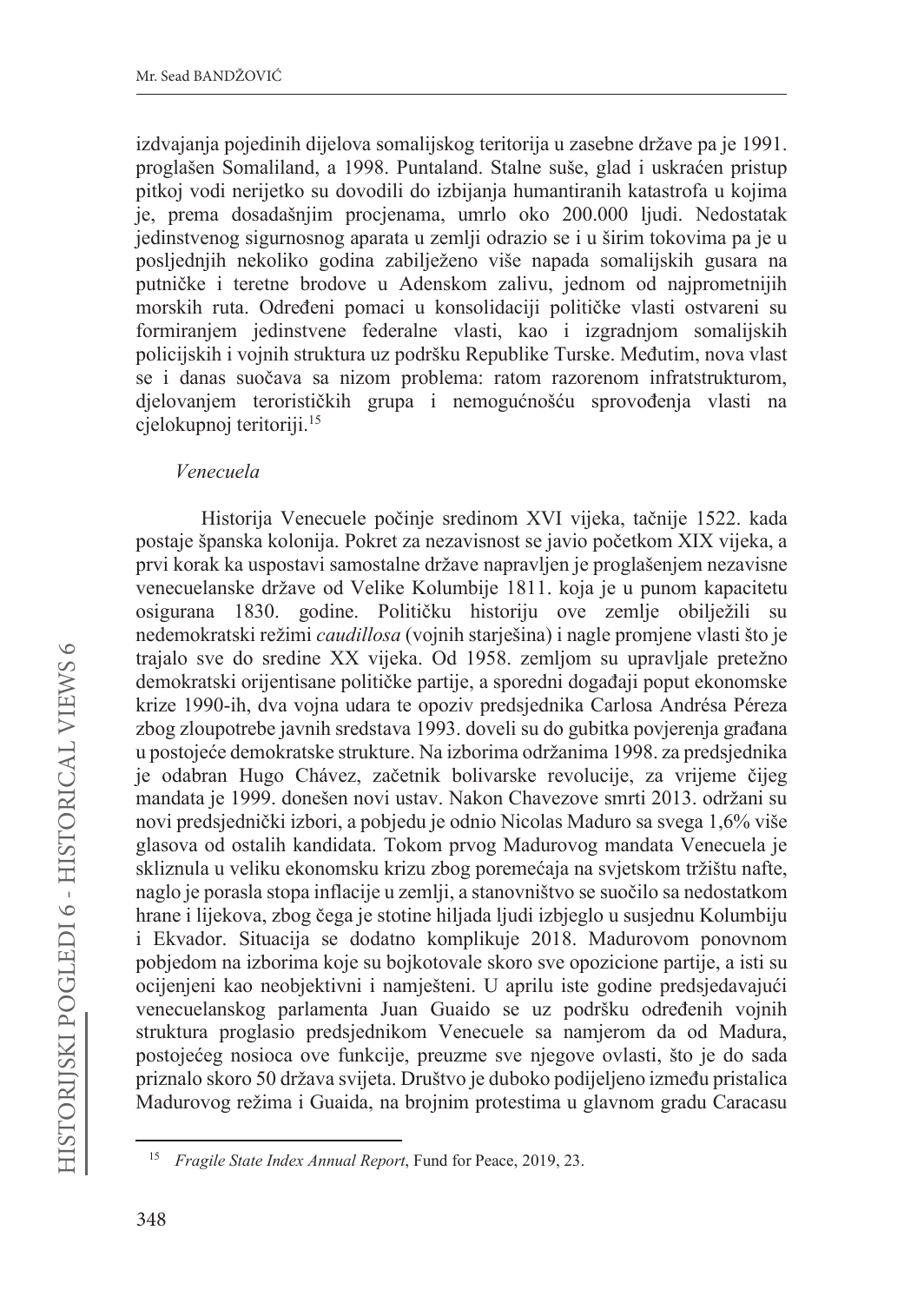izdvajanja pojedinih dijelova somalijskog teritorija u zasebne države pa je 1991. proglašen Somaliland, a 1998. Puntaland. Stalne suše, glad i uskraćen pristup pitkoj vodi nerijetko su dovodili do izbijanja humantiranih katastrofa u kojima je, prema dosadašnjim procjenama, umrlo oko 200.000 ljudi. Nedostatak jedinstvenog sigurnosnog aparata u zemlji odrazio se i u širim tokovima pa je u posljednjih nekoliko godina zabilježeno više napada somalijskih gusara na putničke i teretne brodove u Adenskom zalivu, jednom od najprometnijih morskih ruta. Određeni pomaci u konsolidaciji političke vlasti ostvareni su formiranjem jedinstvene federalne vlasti, kao i izgradnjom somalijskih policijskih i vojnih struktura uz podršku Republike Turske. Međutim, nova vlast se i danas suočava sa nizom problema: ratom razorenom infratstrukturom, djelovanjem terorističkih grupa i nemogućnošću sprovođenja vlasti na cjelokupnoj teritoriji.[15]

*Venecuela*

Historija Venecuele počinje sredinom XVI vijeka, tačnije 1522. kada postaje španska kolonija. Pokret za nezavisnost se javio početkom XIX vijeka, a prvi korak ka uspostavi samostalne države napravljen je proglašenjem nezavisne venecuelanske države od Velike Kolumbije 1811. koja je u punom kapacitetu osigurana 1830. godine. Političku historiju ove zemlje obilježili su nedemokratski režimi *caudillosa* (vojnih starješina) i nagle promjene vlasti što je trajalo sve do sredine XX vijeka. Od 1958. zemljom su upravljale pretežno demokratski orijentisane političke partije, a sporedni događaji poput ekonomske krize 1990-ih, dva vojna udara te opoziv predsjednika Carlosa Andrésa Péreza zbog zloupotrebe javnih sredstava 1993. doveli su do gubitka povjerenja građana u postojeće demokratske strukture. Na izborima održanima 1998. za predsjednika je odabran Hugo Chávez, začetnik bolivarske revolucije, za vrijeme čijeg mandata je 1999. donešen novi ustav. Nakon Chavezove smrti 2013. održani su novi predsjednički izbori, a pobjedu je odnio Nicolas Maduro sa svega 1,6% više glasova od ostalih kandidata. Tokom prvog Madurovog mandata Venecuela je skliznula u veliku ekonomsku krizu zbog poremećaja na svjetskom tržištu nafte, naglo je porasla stopa inflacije u zemlji, a stanovništvo se suočilo sa nedostatkom hrane i lijekova, zbog čega je stotine hiljada ljudi izbjeglo u susjednu Kolumbiju i Ekvador. Situacija se dodatno komplikuje 2018. Madurovom ponovnom pobjedom na izborima koje su bojkotovale skoro sve opozicione partije, a isti su ocijenjeni kao neobjektivni i namješteni. U aprilu iste godine predsjedavajući venecuelanskog parlamenta Juan Guaido se uz podršku određenih vojnih struktura proglasio predsjednikom Venecuele sa namjerom da od Madura, postojećeg nosioca ove funkcije, preuzme sve njegove ovlasti, što je do sada priznalo skoro 50 država svijeta. Društvo je duboko podijeljeno između pristalica Madurovog režima i Guaida, na brojnim protestima u glavnom gradu Caracasu

[15] *Fragile State Index Annual Report*, Fund for Peace, 2019, 23.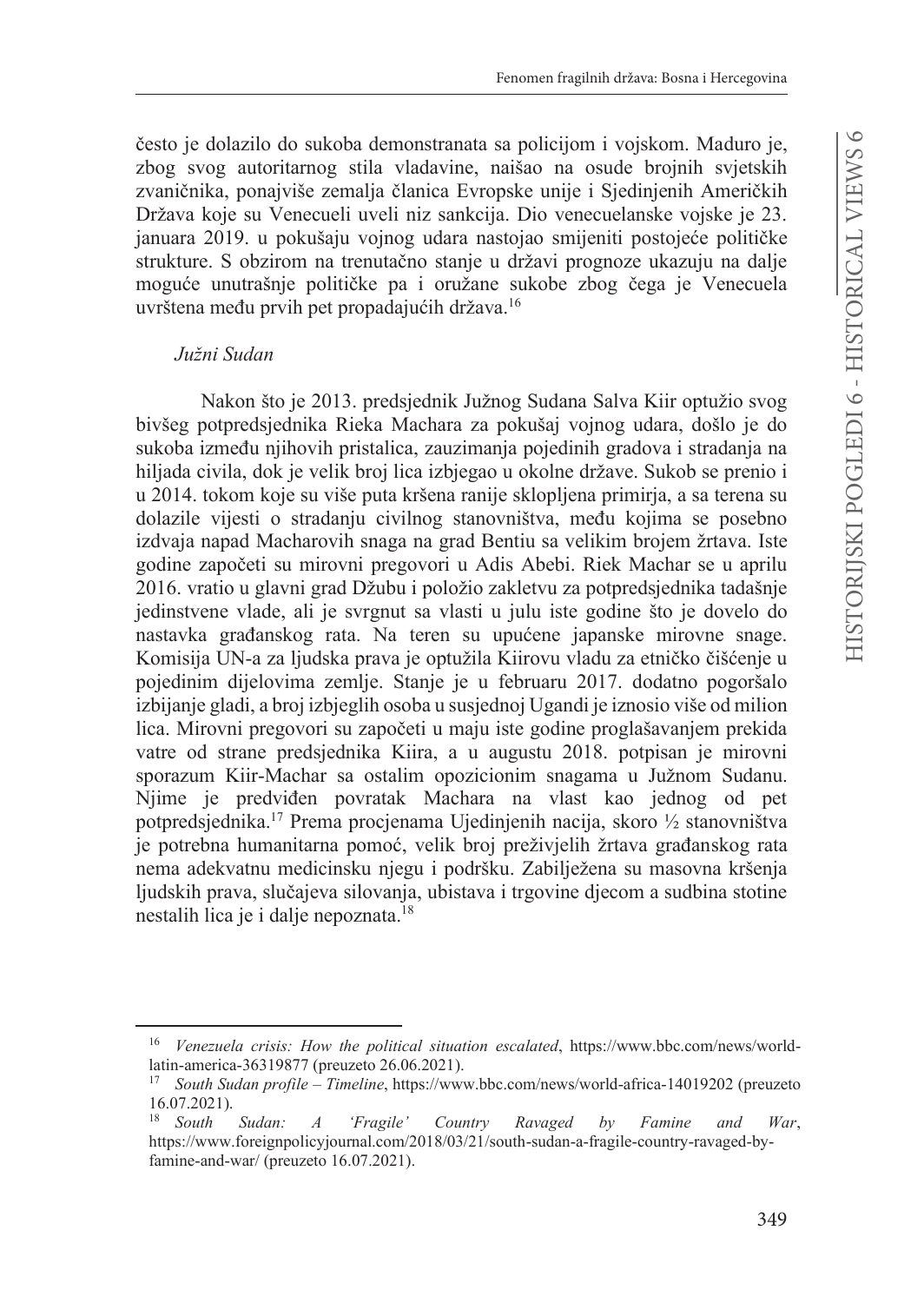često je dolazilo do sukoba demonstranata sa policijom i vojskom. Maduro je, zbog svog autoritarnog stila vladavine, naišao na osude brojnih svjetskih zvaničnika, ponajviše zemalja članica Evropske unije i Sjedinjenih Američkih Država koje su Venecueli uveli niz sankcija. Dio venecuelanske vojske je 23. januara 2019. u pokušaju vojnog udara nastojao smijeniti postojeće političke strukture. S obzirom na trenutačno stanje u državi prognoze ukazuju na dalje moguće unutrašnje političke pa i oružane sukobe zbog čega je Venecuela uvrštena među prvih pet propadajućih država.[16]

*Južni Sudan*

Nakon što je 2013. predsjednik Južnog Sudana Salva Kiir optužio svog bivšeg potpredsjednika Rieka Machara za pokušaj vojnog udara, došlo je do sukoba između njihovih pristalica, zauzimanja pojedinih gradova i stradanja na hiljada civila, dok je velik broj lica izbjegao u okolne države. Sukob se prenio i u 2014. tokom koje su više puta kršena ranije sklopljena primirja, a sa terena su dolazile vijesti o stradanju civilnog stanovništva, među kojima se posebno izdvaja napad Macharovih snaga na grad Bentiu sa velikim brojem žrtava. Iste godine započeti su mirovni pregovori u Adis Abebi. Riek Machar se u aprilu 2016. vratio u glavni grad Džubu i položio zakletvu za potpredsjednika tadašnje jedinstvene vlade, ali je svrgnut sa vlasti u julu iste godine što je dovelo do nastavka građanskog rata. Na teren su upućene japanske mirovne snage. Komisija UN-a za ljudska prava je optužila Kiirovu vladu za etničko čišćenje u pojedinim dijelovima zemlje. Stanje je u februaru 2017. dodatno pogoršalo izbijanje gladi, a broj izbjeglih osoba u susjednoj Ugandi je iznosio više od milion lica. Mirovni pregovori su započeti u maju iste godine proglašavanjem prekida vatre od strane predsjednika Kiira, a u augustu 2018. potpisan je mirovni sporazum Kiir-Machar sa ostalim opozicionim snagama u Južnom Sudanu. Njime je predviđen povratak Machara na vlast kao jednog od pet potpredsjednika.[17] Prema procjenama Ujedinjenih nacija, skoro ½ stanovništva je potrebna humanitarna pomoć, velik broj preživjelih žrtava građanskog rata nema adekvatnu medicinsku njegu i podršku. Zabilježena su masovna kršenja ljudskih prava, slučajeva silovanja, ubistava i trgovine djecom a sudbina stotine nestalih lica je i dalje nepoznata.[18]

---

[16] *Venezuela crisis: How the political situation escalated*, https://www.bbc.com/news/world-latin-america-36319877 (preuzeto 26.06.2021).

[17] *South Sudan profile – Timeline*, https://www.bbc.com/news/world-africa-14019202 (preuzeto 16.07.2021).

[18] *South Sudan: A 'Fragile' Country Ravaged by Famine and War*, https://www.foreignpolicyjournal.com/2018/03/21/south-sudan-a-fragile-country-ravaged-by-famine-and-war/ (preuzeto 16.07.2021).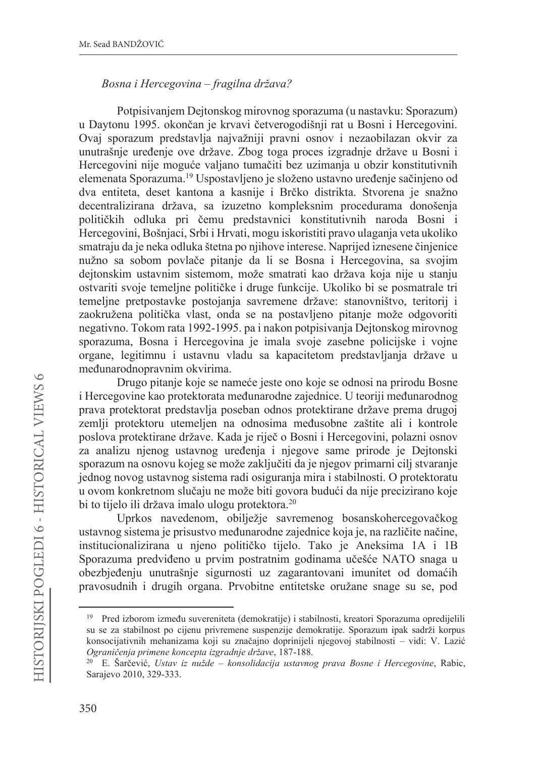*Bosna i Hercegovina – fragilna država?*

Potpisivanjem Dejtonskog mirovnog sporazuma (u nastavku: Sporazum) u Daytonu 1995. okončan je krvavi četverogodišnji rat u Bosni i Hercegovini. Ovaj sporazum predstavlja najvažniji pravni osnov i nezaobilazan okvir za unutrašnje uređenje ove države. Zbog toga proces izgradnje države u Bosni i Hercegovini nije moguće valjano tumačiti bez uzimanja u obzir konstitutivnih elemenata Sporazuma.[19] Uspostavljeno je složeno ustavno uređenje sačinjeno od dva entiteta, deset kantona a kasnije i Brčko distrikta. Stvorena je snažno decentralizirana država, sa izuzetno kompleksnim procedurama donošenja političkih odluka pri čemu predstavnici konstitutivnih naroda Bosni i Hercegovini, Bošnjaci, Srbi i Hrvati, mogu iskoristiti pravo ulaganja veta ukoliko smatraju da je neka odluka štetna po njihove interese. Naprijed iznesene činjenice nužno sa sobom povlače pitanje da li se Bosna i Hercegovina, sa svojim dejtonskim ustavnim sistemom, može smatrati kao država koja nije u stanju ostvariti svoje temeljne političke i druge funkcije. Ukoliko bi se posmatrale tri temeljne pretpostavke postojanja savremene države: stanovništvo, teritorij i zaokružena politička vlast, onda se na postavljeno pitanje može odgovoriti negativno. Tokom rata 1992-1995. pa i nakon potpisivanja Dejtonskog mirovnog sporazuma, Bosna i Hercegovina je imala svoje zasebne policijske i vojne organe, legitimnu i ustavnu vladu sa kapacitetom predstavljanja države u međunarodnopravnim okvirima.

Drugo pitanje koje se nameće jeste ono koje se odnosi na prirodu Bosne i Hercegovine kao protektorata međunarodne zajednice. U teoriji međunarodnog prava protektorat predstavlja poseban odnos protektirane države prema drugoj zemlji protektoru utemeljen na odnosima međusobne zaštite ali i kontrole poslova protektirane države. Kada je riječ o Bosni i Hercegovini, polazni osnov za analizu njenog ustavnog uređenja i njegove same prirode je Dejtonski sporazum na osnovu kojeg se može zaključiti da je njegov primarni cilj stvaranje jednog novog ustavnog sistema radi osiguranja mira i stabilnosti. O protektoratu u ovom konkretnom slučaju ne može biti govora budući da nije precizirano koje bi to tijelo ili država imalo ulogu protektora.[20]

Uprkos navedenom, obilježje savremenog bosanskohercegovačkog ustavnog sistema je prisustvo međunarodne zajednice koja je, na različite načine, institucionalizirana u njeno političko tijelo. Tako je Aneksima 1A i 1B Sporazuma predviđeno u prvim postratnim godinama učešće NATO snaga u obezbjeđenju unutrašnje sigurnosti uz zagarantovani imunitet od domaćih pravosudnih i drugih organa. Prvobitne entitetske oružane snage su se, pod

---

[19] Pred izborom između suvereniteta (demokratije) i stabilnosti, kreatori Sporazuma opredijelili su se za stabilnost po cijenu privremene suspenzije demokratije. Sporazum ipak sadrži korpus konsocijativnih mehanizama koji su značajno doprinijeli njegovoj stabilnosti – vidi: V. Lazić *Ograničenja primene koncepta izgradnje države*, 187-188.

[20] E. Šarčević, *Ustav iz nužde – konsolidacija ustavnog prava Bosne i Hercegovine*, Rabic, Sarajevo 2010, 329-333.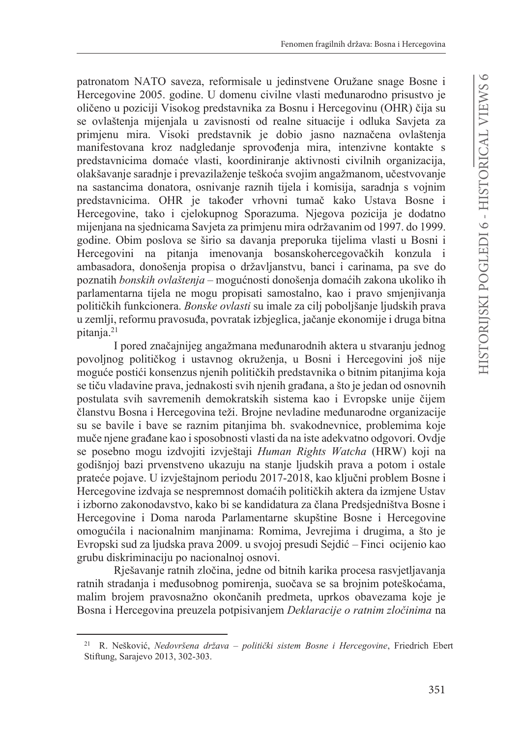patronatom NATO saveza, reformisale u jedinstvene Oružane snage Bosne i Hercegovine 2005. godine. U domenu civilne vlasti međunarodno prisustvo je oličeno u poziciji Visokog predstavnika za Bosnu i Hercegovinu (OHR) čija su se ovlaštenja mijenjala u zavisnosti od realne situacije i odluka Savjeta za primjenu mira. Visoki predstavnik je dobio jasno naznačena ovlaštenja manifestovana kroz nadgledanje sprovođenja mira, intenzivne kontakte s predstavnicima domaće vlasti, koordiniranje aktivnosti civilnih organizacija, olakšavanje saradnje i prevazilaženje teškoća svojim angažmanom, učestvovanje na sastancima donatora, osnivanje raznih tijela i komisija, saradnja s vojnim predstavnicima. OHR je također vrhovni tumač kako Ustava Bosne i Hercegovine, tako i cjelokupnog Sporazuma. Njegova pozicija je dodatno mijenjana na sjednicama Savjeta za primjenu mira održavanim od 1997. do 1999. godine. Obim poslova se širio sa davanja preporuka tijelima vlasti u Bosni i Hercegovini na pitanja imenovanja bosanskohercegovačkih konzula i ambasadora, donošenja propisa o državljanstvu, banci i carinama, pa sve do poznatih *bonskih ovlaštenja* – mogućnosti donošenja domaćih zakona ukoliko ih parlamentarna tijela ne mogu propisati samostalno, kao i pravo smjenjivanja političkih funkcionera. *Bonske ovlasti* su imale za cilj poboljšanje ljudskih prava u zemlji, reformu pravosuđa, povratak izbjeglica, jačanje ekonomije i druga bitna pitanja.[21]

I pored značajnijeg angažmana međunarodnih aktera u stvaranju jednog povoljnog političkog i ustavnog okruženja, u Bosni i Hercegovini još nije moguće postići konsenzus njenih političkih predstavnika o bitnim pitanjima koja se tiču vladavine prava, jednakosti svih njenih građana, a što je jedan od osnovnih postulata svih savremenih demokratskih sistema kao i Evropske unije čijem članstvu Bosna i Hercegovina teži. Brojne nevladine međunarodne organizacije su se bavile i bave se raznim pitanjima bh. svakodnevnice, problemima koje muče njene građane kao i sposobnosti vlasti da na iste adekvatno odgovori. Ovdje se posebno mogu izdvojiti izvještaji *Human Rights Watcha* (HRW) koji na godišnjoj bazi prvenstveno ukazuju na stanje ljudskih prava a potom i ostale prateće pojave. U izvještajnom periodu 2017-2018, kao ključni problem Bosne i Hercegovine izdvaja se nespremnost domaćih političkih aktera da izmjene Ustav i izborno zakonodavstvo, kako bi se kandidatura za člana Predsjedništva Bosne i Hercegovine i Doma naroda Parlamentarne skupštine Bosne i Hercegovine omogućila i nacionalnim manjinama: Romima, Jevrejima i drugima, a što je Evropski sud za ljudska prava 2009. u svojoj presudi Sejdić – Finci ocijenio kao grubu diskriminaciju po nacionalnoj osnovi.

Rješavanje ratnih zločina, jedne od bitnih karika procesa rasvjetljavanja ratnih stradanja i međusobnog pomirenja, suočava se sa brojnim poteškoćama, malim brojem pravosnažno okončanih predmeta, uprkos obavezama koje je Bosna i Hercegovina preuzela potpisivanjem *Deklaracije o ratnim zločinima* na

---

[21] R. Nešković, *Nedovršena država – politički sistem Bosne i Hercegovine*, Friedrich Ebert Stiftung, Sarajevo 2013, 302-303.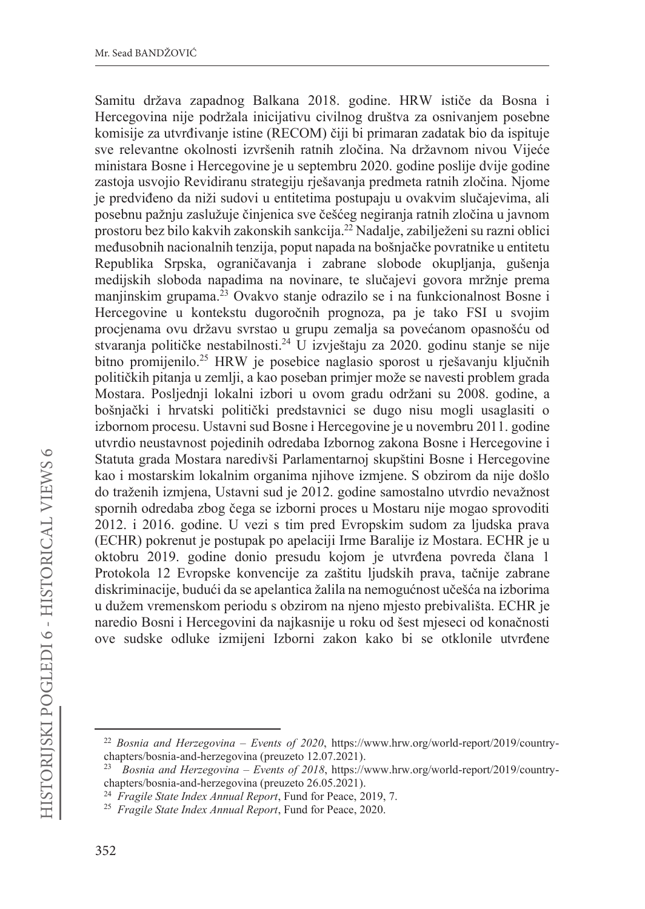Samitu država zapadnog Balkana 2018. godine. HRW ističe da Bosna i Hercegovina nije podržala inicijativu civilnog društva za osnivanjem posebne komisije za utvrđivanje istine (RECOM) čiji bi primaran zadatak bio da ispituje sve relevantne okolnosti izvršenih ratnih zločina. Na državnom nivou Vijeće ministara Bosne i Hercegovine je u septembru 2020. godine poslije dvije godine zastoja usvojio Revidiranu strategiju rješavanja predmeta ratnih zločina. Njome je predviđeno da niži sudovi u entitetima postupaju u ovakvim slučajevima, ali posebnu pažnju zaslužuje činjenica sve češćeg negiranja ratnih zločina u javnom prostoru bez bilo kakvih zakonskih sankcija.[22] Nadalje, zabilježeni su razni oblici međusobnih nacionalnih tenzija, poput napada na bošnjačke povratnike u entitetu Republika Srpska, ograničavanja i zabrane slobode okupljanja, gušenja medijskih sloboda napadima na novinare, te slučajevi govora mržnje prema manjinskim grupama.[23] Ovakvo stanje odrazilo se i na funkcionalnost Bosne i Hercegovine u kontekstu dugoročnih prognoza, pa je tako FSI u svojim procjenama ovu državu svrstao u grupu zemalja sa povećanom opasnošću od stvaranja političke nestabilnosti.[24] U izvještaju za 2020. godinu stanje se nije bitno promijenilo.[25] HRW je posebice naglasio sporost u rješavanju ključnih političkih pitanja u zemlji, a kao poseban primjer može se navesti problem grada Mostara. Posljednji lokalni izbori u ovom gradu održani su 2008. godine, a bošnjački i hrvatski politički predstavnici se dugo nisu mogli usaglasiti o izbornom procesu. Ustavni sud Bosne i Hercegovine je u novembru 2011. godine utvrdio neustavnost pojedinih odredaba Izbornog zakona Bosne i Hercegovine i Statuta grada Mostara naredivši Parlamentarnoj skupštini Bosne i Hercegovine kao i mostarskim lokalnim organima njihove izmjene. S obzirom da nije došlo do traženih izmjena, Ustavni sud je 2012. godine samostalno utvrdio nevažnost spornih odredaba zbog čega se izborni proces u Mostaru nije mogao sprovoditi 2012. i 2016. godine. U vezi s tim pred Evropskim sudom za ljudska prava (ECHR) pokrenut je postupak po apelaciji Irme Baralije iz Mostara. ECHR je u oktobru 2019. godine donio presudu kojom je utvrđena povreda člana 1 Protokola 12 Evropske konvencije za zaštitu ljudskih prava, tačnije zabrane diskriminacije, budući da se apelantica žalila na nemogućnost učešća na izborima u dužem vremenskom periodu s obzirom na njeno mjesto prebivališta. ECHR je naredio Bosni i Hercegovini da najkasnije u roku od šest mjeseci od konačnosti ove sudske odluke izmijeni Izborni zakon kako bi se otklonile utvrđene

---

[22] *Bosnia and Herzegovina – Events of 2020*, https://www.hrw.org/world-report/2019/country-chapters/bosnia-and-herzegovina (preuzeto 12.07.2021).

[23] *Bosnia and Herzegovina – Events of 2018*, https://www.hrw.org/world-report/2019/country-chapters/bosnia-and-herzegovina (preuzeto 26.05.2021).

[24] *Fragile State Index Annual Report*, Fund for Peace, 2019, 7.

[25] *Fragile State Index Annual Report*, Fund for Peace, 2020.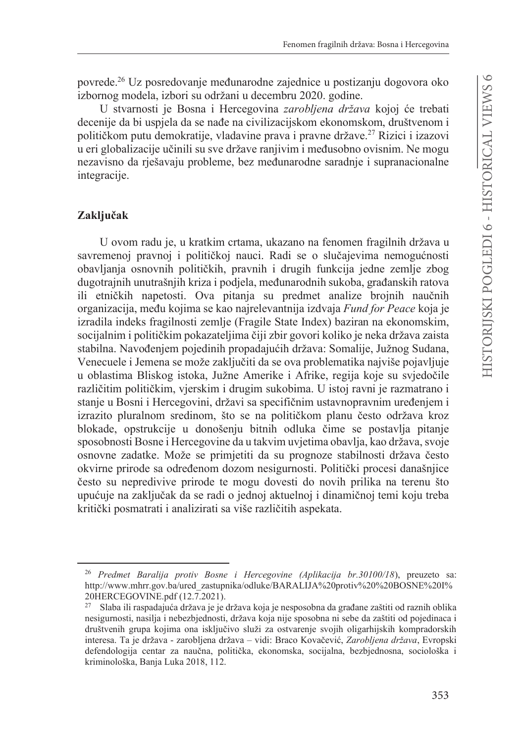povrede.[26] Uz posredovanje međunarodne zajednice u postizanju dogovora oko izbornog modela, izbori su održani u decembru 2020. godine.

U stvarnosti je Bosna i Hercegovina *zarobljena država* kojoj će trebati decenije da bi uspjela da se nađe na civilizacijskom ekonomskom, društvenom i političkom putu demokratije, vladavine prava i pravne države.[27] Rizici i izazovi u eri globalizacije učinili su sve države ranjivim i međusobno ovisnim. Ne mogu nezavisno da rješavaju probleme, bez međunarodne saradnje i supranacionalne integracije.

## Zaključak

U ovom radu je, u kratkim crtama, ukazano na fenomen fragilnih država u savremenoj pravnoj i političkoj nauci. Radi se o slučajevima nemogućnosti obavljanja osnovnih političkih, pravnih i drugih funkcija jedne zemlje zbog dugotrajnih unutrašnjih kriza i podjela, međunarodnih sukoba, građanskih ratova ili etničkih napetosti. Ova pitanja su predmet analize brojnih naučnih organizacija, među kojima se kao najrelevantnija izdvaja *Fund for Peace* koja je izradila indeks fragilnosti zemlje (Fragile State Index) baziran na ekonomskim, socijalnim i političkim pokazateljima čiji zbir govori koliko je neka država zaista stabilna. Navođenjem pojedinih propadajućih država: Somalije, Južnog Sudana, Venecuele i Jemena se može zaključiti da se ova problematika najviše pojavljuje u oblastima Bliskog istoka, Južne Amerike i Afrike, regija koje su svjedočile različitim političkim, vjerskim i drugim sukobima. U istoj ravni je razmatrano i stanje u Bosni i Hercegovini, državi sa specifičnim ustavnopravnim uređenjem i izrazito pluralnom sredinom, što se na političkom planu često održava kroz blokade, opstrukcije u donošenju bitnih odluka čime se postavlja pitanje sposobnosti Bosne i Hercegovine da u takvim uvjetima obavlja, kao država, svoje osnovne zadatke. Može se primjetiti da su prognoze stabilnosti država često okvirne prirode sa određenom dozom nesigurnosti. Politički procesi današnjice često su nepredivive prirode te mogu dovesti do novih prilika na terenu što upućuje na zaključak da se radi o jednoj aktuelnoj i dinamičnoj temi koju treba kritički posmatrati i analizirati sa više različitih aspekata.

---

[26] *Predmet Baralija protiv Bosne i Hercegovine (Aplikacija br.30100/18)*, preuzeto sa: http://www.mhrr.gov.ba/ured_zastupnika/odluke/BARALIJA%20protiv%20%20BOSNE%20I%20HERCEGOVINE.pdf (12.7.2021).

[27] Slaba ili raspadajuća država je je država koja je nesposobna da građane zaštiti od raznih oblika nesigurnosti, nasilja i nebezbjednosti, država koja nije sposobna ni sebe da zaštiti od pojedinaca i društvenih grupa kojima ona isključivo služi za ostvarenje svojih oligarhijskih kompradorskih interesa. Ta je država - zarobljena država – vidi: Braco Kovačević, *Zarobljena država*, Evropski defendologija centar za naučna, politička, ekonomska, socijalna, bezbjednosna, sociološka i kriminološka, Banja Luka 2018, 112.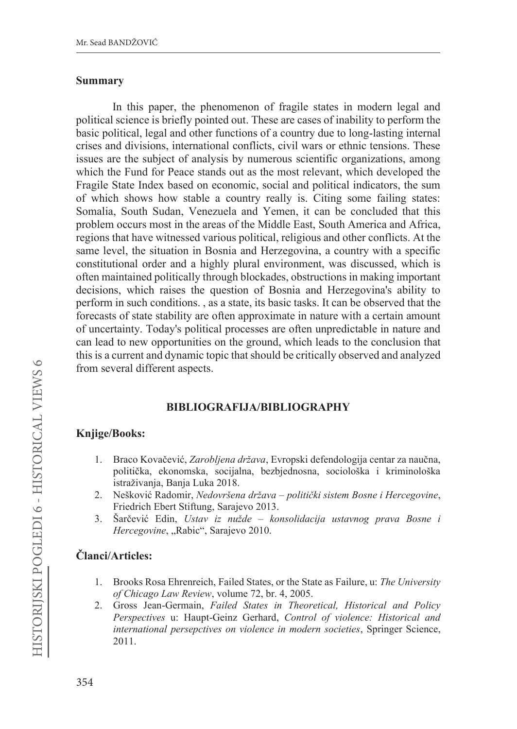## Summary

In this paper, the phenomenon of fragile states in modern legal and political science is briefly pointed out. These are cases of inability to perform the basic political, legal and other functions of a country due to long-lasting internal crises and divisions, international conflicts, civil wars or ethnic tensions. These issues are the subject of analysis by numerous scientific organizations, among which the Fund for Peace stands out as the most relevant, which developed the Fragile State Index based on economic, social and political indicators, the sum of which shows how stable a country really is. Citing some failing states: Somalia, South Sudan, Venezuela and Yemen, it can be concluded that this problem occurs most in the areas of the Middle East, South America and Africa, regions that have witnessed various political, religious and other conflicts. At the same level, the situation in Bosnia and Herzegovina, a country with a specific constitutional order and a highly plural environment, was discussed, which is often maintained politically through blockades, obstructions in making important decisions, which raises the question of Bosnia and Herzegovina's ability to perform in such conditions. , as a state, its basic tasks. It can be observed that the forecasts of state stability are often approximate in nature with a certain amount of uncertainty. Today's political processes are often unpredictable in nature and can lead to new opportunities on the ground, which leads to the conclusion that this is a current and dynamic topic that should be critically observed and analyzed from several different aspects.

## BIBLIOGRAFIJA/BIBLIOGRAPHY

### Knjige/Books:

1. Braco Kovačević, *Zarobljena država*, Evropski defendologija centar za naučna, politička, ekonomska, socijalna, bezbjednosna, sociološka i kriminološka istraživanja, Banja Luka 2018.
2. Nešković Radomir, *Nedovršena država – politički sistem Bosne i Hercegovine*, Friedrich Ebert Stiftung, Sarajevo 2013.
3. Šarčević Edin, *Ustav iz nužde – konsolidacija ustavnog prava Bosne i Hercegovine*, „Rabic", Sarajevo 2010.

### Članci/Articles:

1. Brooks Rosa Ehrenreich, Failed States, or the State as Failure, u: *The University of Chicago Law Review*, volume 72, br. 4, 2005.
2. Gross Jean-Germain, *Failed States in Theoretical, Historical and Policy Perspectives* u: Haupt-Geinz Gerhard, *Control of violence: Historical and international persepctives on violence in modern societies*, Springer Science, 2011.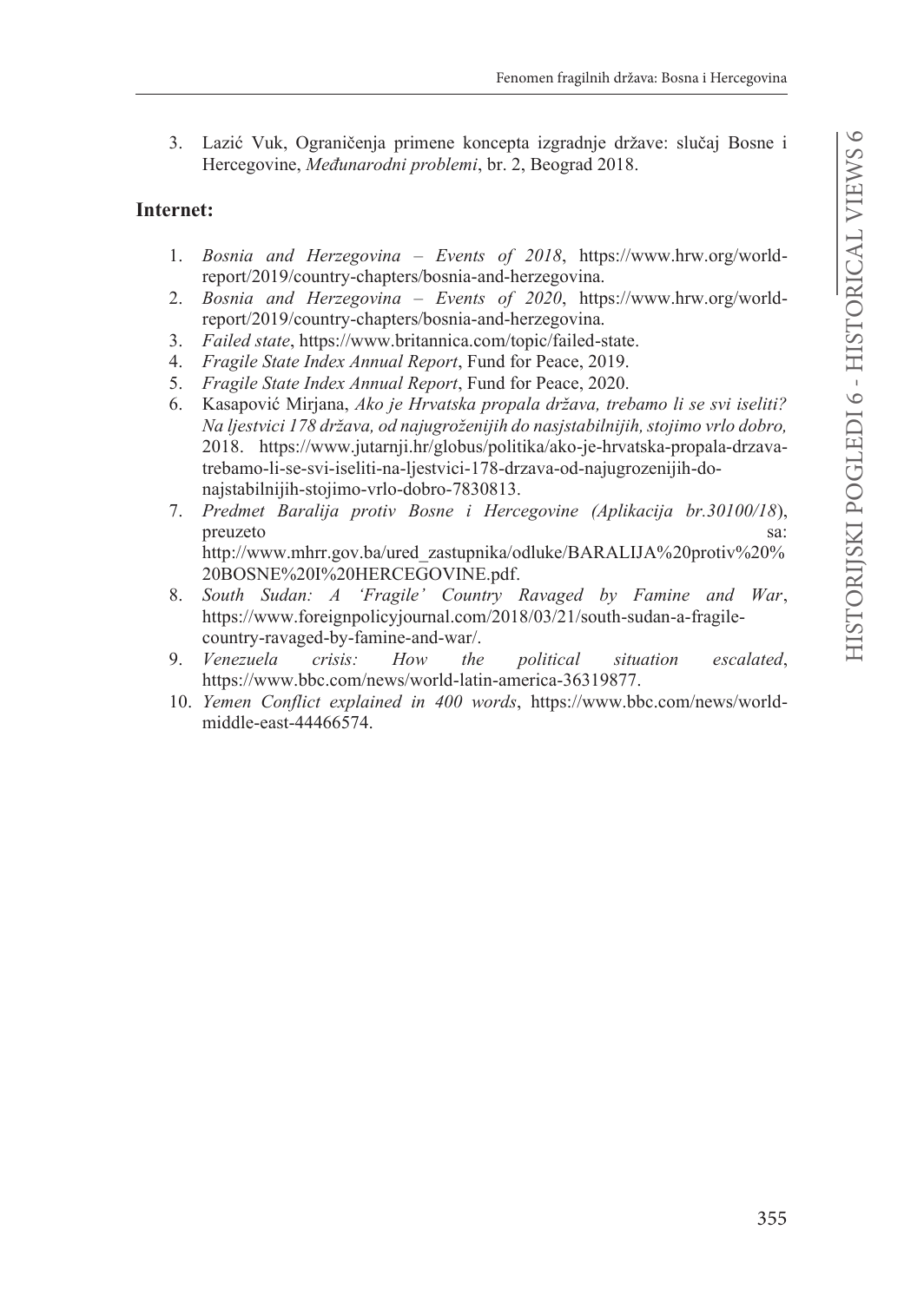3. Lazić Vuk, Ograničenja primene koncepta izgradnje države: slučaj Bosne i Hercegovine, *Međunarodni problemi*, br. 2, Beograd 2018.

## Internet:

1. *Bosnia and Herzegovina – Events of 2018*, https://www.hrw.org/world-report/2019/country-chapters/bosnia-and-herzegovina.
2. *Bosnia and Herzegovina – Events of 2020*, https://www.hrw.org/world-report/2019/country-chapters/bosnia-and-herzegovina.
3. *Failed state*, https://www.britannica.com/topic/failed-state.
4. *Fragile State Index Annual Report*, Fund for Peace, 2019.
5. *Fragile State Index Annual Report*, Fund for Peace, 2020.
6. Kasapović Mirjana, *Ako je Hrvatska propala država, trebamo li se svi iseliti? Na ljestvici 178 država, od najugroženijih do nasjstabilnijih, stojimo vrlo dobro,* 2018. https://www.jutarnji.hr/globus/politika/ako-je-hrvatska-propala-drzava-trebamo-li-se-svi-iseliti-na-ljestvici-178-drzava-od-najugrozenijih-do-najstabilnijih-stojimo-vrlo-dobro-7830813.
7. *Predmet Baralija protiv Bosne i Hercegovine (Aplikacija br.30100/18*), preuzeto sa: http://www.mhrr.gov.ba/ured_zastupnika/odluke/BARALIJA%20protiv%20%20BOSNE%20I%20HERCEGOVINE.pdf.
8. *South Sudan: A 'Fragile' Country Ravaged by Famine and War*, https://www.foreignpolicyjournal.com/2018/03/21/south-sudan-a-fragile-country-ravaged-by-famine-and-war/.
9. *Venezuela crisis: How the political situation escalated*, https://www.bbc.com/news/world-latin-america-36319877.
10. *Yemen Conflict explained in 400 words*, https://www.bbc.com/news/world-middle-east-44466574.